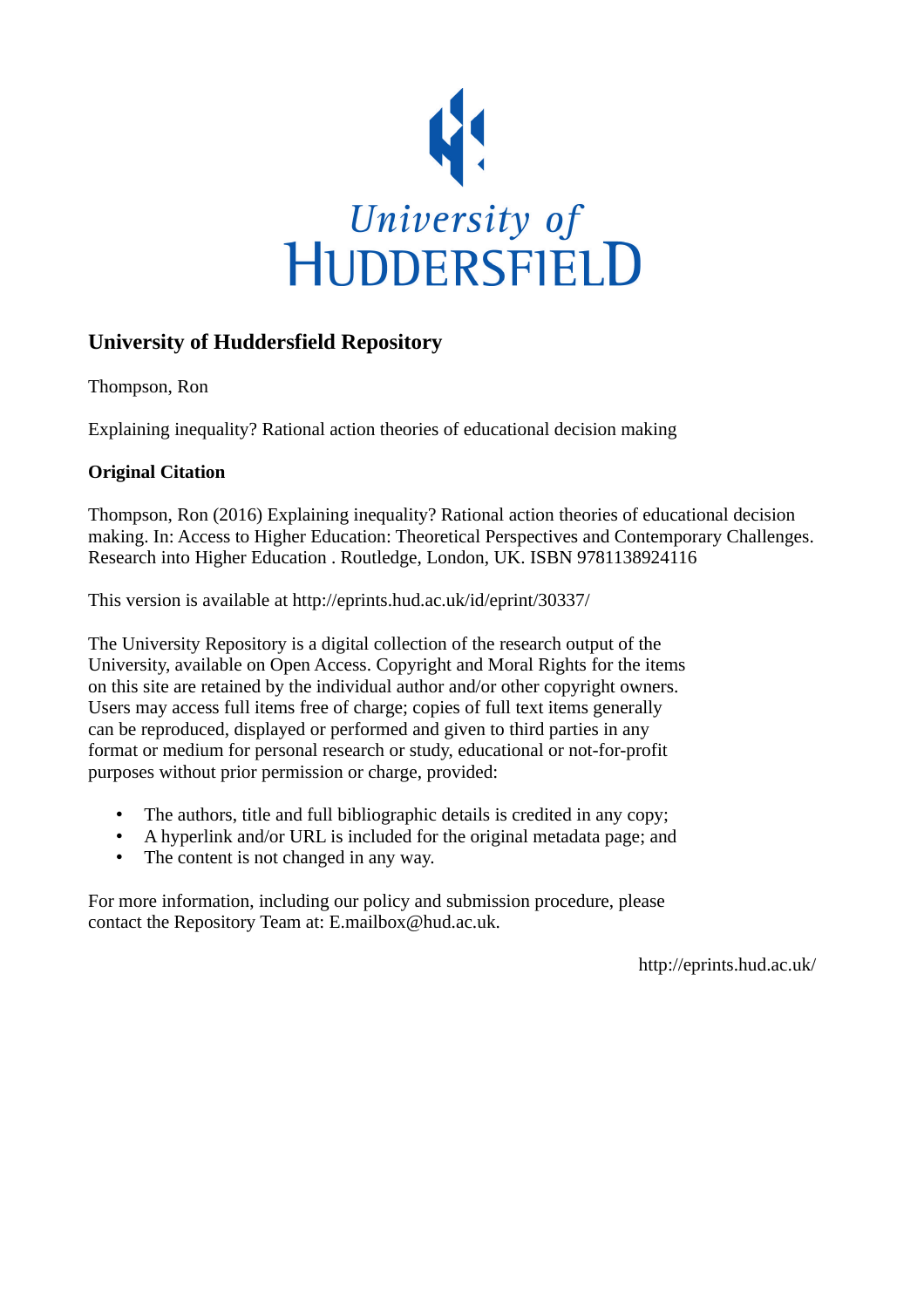University of Huddersfield

## University of Huddersfield Repository

Thompson, Ron

Explaining inequality? Rational action theories of educational decision making

### Original Citation

Thompson, Ron (2016) Explaining inequality? Rational action theories of educational decision making. In: Access to Higher Education: Theoretical Perspectives and Contemporary Challenges. Research into Higher Education . Routledge, London, UK. ISBN 9781138924116

This version is available at http://eprints.hud.ac.uk/id/eprint/30337/

The University Repository is a digital collection of the research output of the University, available on Open Access. Copyright and Moral Rights for the items on this site are retained by the individual author and/or other copyright owners. Users may access full items free of charge; copies of full text items generally can be reproduced, displayed or performed and given to third parties in any format or medium for personal research or study, educational or not-for-profit purposes without prior permission or charge, provided:

- The authors, title and full bibliographic details is credited in any copy;
- A hyperlink and/or URL is included for the original metadata page; and
- The content is not changed in any way.

For more information, including our policy and submission procedure, please contact the Repository Team at: E.mailbox@hud.ac.uk.

http://eprints.hud.ac.uk/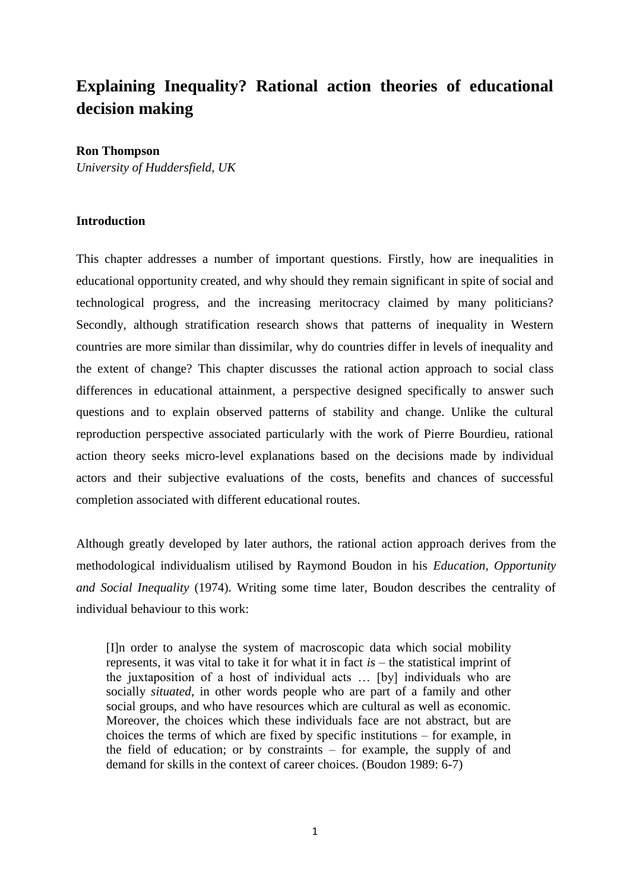# Explaining Inequality? Rational action theories of educational decision making

**Ron Thompson**
*University of Huddersfield, UK*

## Introduction

This chapter addresses a number of important questions. Firstly, how are inequalities in educational opportunity created, and why should they remain significant in spite of social and technological progress, and the increasing meritocracy claimed by many politicians? Secondly, although stratification research shows that patterns of inequality in Western countries are more similar than dissimilar, why do countries differ in levels of inequality and the extent of change? This chapter discusses the rational action approach to social class differences in educational attainment, a perspective designed specifically to answer such questions and to explain observed patterns of stability and change. Unlike the cultural reproduction perspective associated particularly with the work of Pierre Bourdieu, rational action theory seeks micro-level explanations based on the decisions made by individual actors and their subjective evaluations of the costs, benefits and chances of successful completion associated with different educational routes.

Although greatly developed by later authors, the rational action approach derives from the methodological individualism utilised by Raymond Boudon in his *Education, Opportunity and Social Inequality* (1974). Writing some time later, Boudon describes the centrality of individual behaviour to this work:

> [I]n order to analyse the system of macroscopic data which social mobility represents, it was vital to take it for what it in fact *is* – the statistical imprint of the juxtaposition of a host of individual acts … [by] individuals who are socially *situated*, in other words people who are part of a family and other social groups, and who have resources which are cultural as well as economic. Moreover, the choices which these individuals face are not abstract, but are choices the terms of which are fixed by specific institutions – for example, in the field of education; or by constraints – for example, the supply of and demand for skills in the context of career choices. (Boudon 1989: 6-7)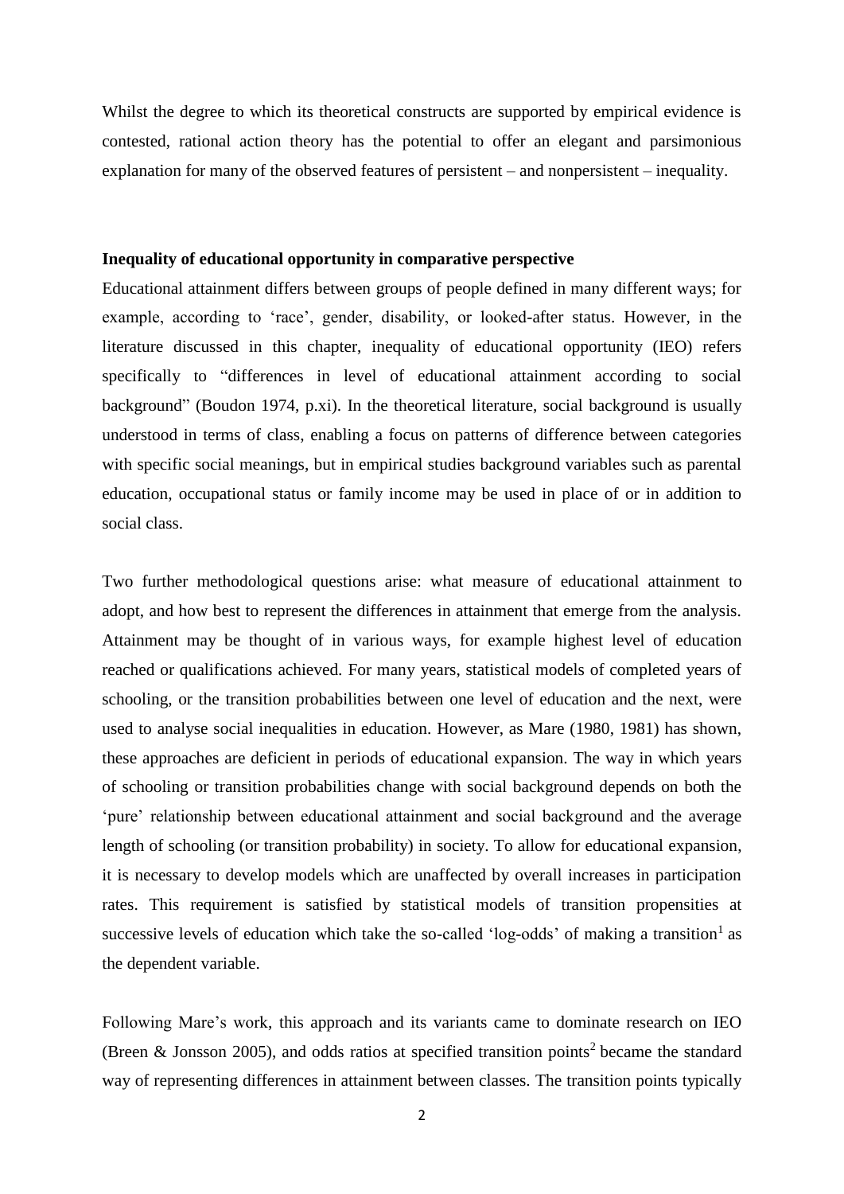Whilst the degree to which its theoretical constructs are supported by empirical evidence is contested, rational action theory has the potential to offer an elegant and parsimonious explanation for many of the observed features of persistent – and nonpersistent – inequality.

**Inequality of educational opportunity in comparative perspective**

Educational attainment differs between groups of people defined in many different ways; for example, according to 'race', gender, disability, or looked-after status. However, in the literature discussed in this chapter, inequality of educational opportunity (IEO) refers specifically to "differences in level of educational attainment according to social background" (Boudon 1974, p.xi). In the theoretical literature, social background is usually understood in terms of class, enabling a focus on patterns of difference between categories with specific social meanings, but in empirical studies background variables such as parental education, occupational status or family income may be used in place of or in addition to social class.

Two further methodological questions arise: what measure of educational attainment to adopt, and how best to represent the differences in attainment that emerge from the analysis. Attainment may be thought of in various ways, for example highest level of education reached or qualifications achieved. For many years, statistical models of completed years of schooling, or the transition probabilities between one level of education and the next, were used to analyse social inequalities in education. However, as Mare (1980, 1981) has shown, these approaches are deficient in periods of educational expansion. The way in which years of schooling or transition probabilities change with social background depends on both the 'pure' relationship between educational attainment and social background and the average length of schooling (or transition probability) in society. To allow for educational expansion, it is necessary to develop models which are unaffected by overall increases in participation rates. This requirement is satisfied by statistical models of transition propensities at successive levels of education which take the so-called 'log-odds' of making a transition[1] as the dependent variable.

Following Mare's work, this approach and its variants came to dominate research on IEO (Breen & Jonsson 2005), and odds ratios at specified transition points[2] became the standard way of representing differences in attainment between classes. The transition points typically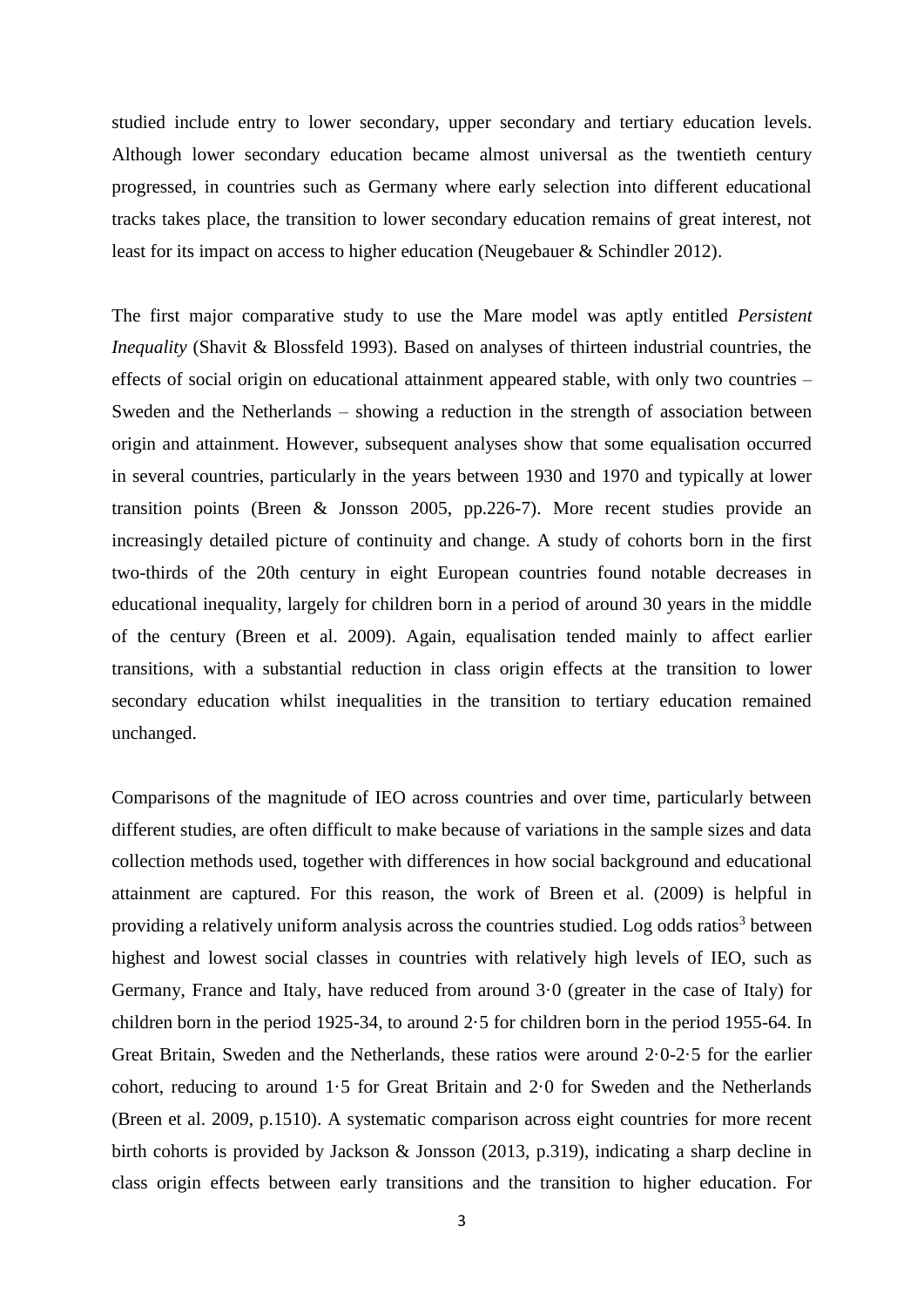studied include entry to lower secondary, upper secondary and tertiary education levels. Although lower secondary education became almost universal as the twentieth century progressed, in countries such as Germany where early selection into different educational tracks takes place, the transition to lower secondary education remains of great interest, not least for its impact on access to higher education (Neugebauer & Schindler 2012).

The first major comparative study to use the Mare model was aptly entitled *Persistent Inequality* (Shavit & Blossfeld 1993). Based on analyses of thirteen industrial countries, the effects of social origin on educational attainment appeared stable, with only two countries – Sweden and the Netherlands – showing a reduction in the strength of association between origin and attainment. However, subsequent analyses show that some equalisation occurred in several countries, particularly in the years between 1930 and 1970 and typically at lower transition points (Breen & Jonsson 2005, pp.226-7). More recent studies provide an increasingly detailed picture of continuity and change. A study of cohorts born in the first two-thirds of the 20th century in eight European countries found notable decreases in educational inequality, largely for children born in a period of around 30 years in the middle of the century (Breen et al. 2009). Again, equalisation tended mainly to affect earlier transitions, with a substantial reduction in class origin effects at the transition to lower secondary education whilst inequalities in the transition to tertiary education remained unchanged.

Comparisons of the magnitude of IEO across countries and over time, particularly between different studies, are often difficult to make because of variations in the sample sizes and data collection methods used, together with differences in how social background and educational attainment are captured. For this reason, the work of Breen et al. (2009) is helpful in providing a relatively uniform analysis across the countries studied. Log odds ratios[3] between highest and lowest social classes in countries with relatively high levels of IEO, such as Germany, France and Italy, have reduced from around 3·0 (greater in the case of Italy) for children born in the period 1925-34, to around 2·5 for children born in the period 1955-64. In Great Britain, Sweden and the Netherlands, these ratios were around 2·0-2·5 for the earlier cohort, reducing to around 1·5 for Great Britain and 2·0 for Sweden and the Netherlands (Breen et al. 2009, p.1510). A systematic comparison across eight countries for more recent birth cohorts is provided by Jackson & Jonsson (2013, p.319), indicating a sharp decline in class origin effects between early transitions and the transition to higher education. For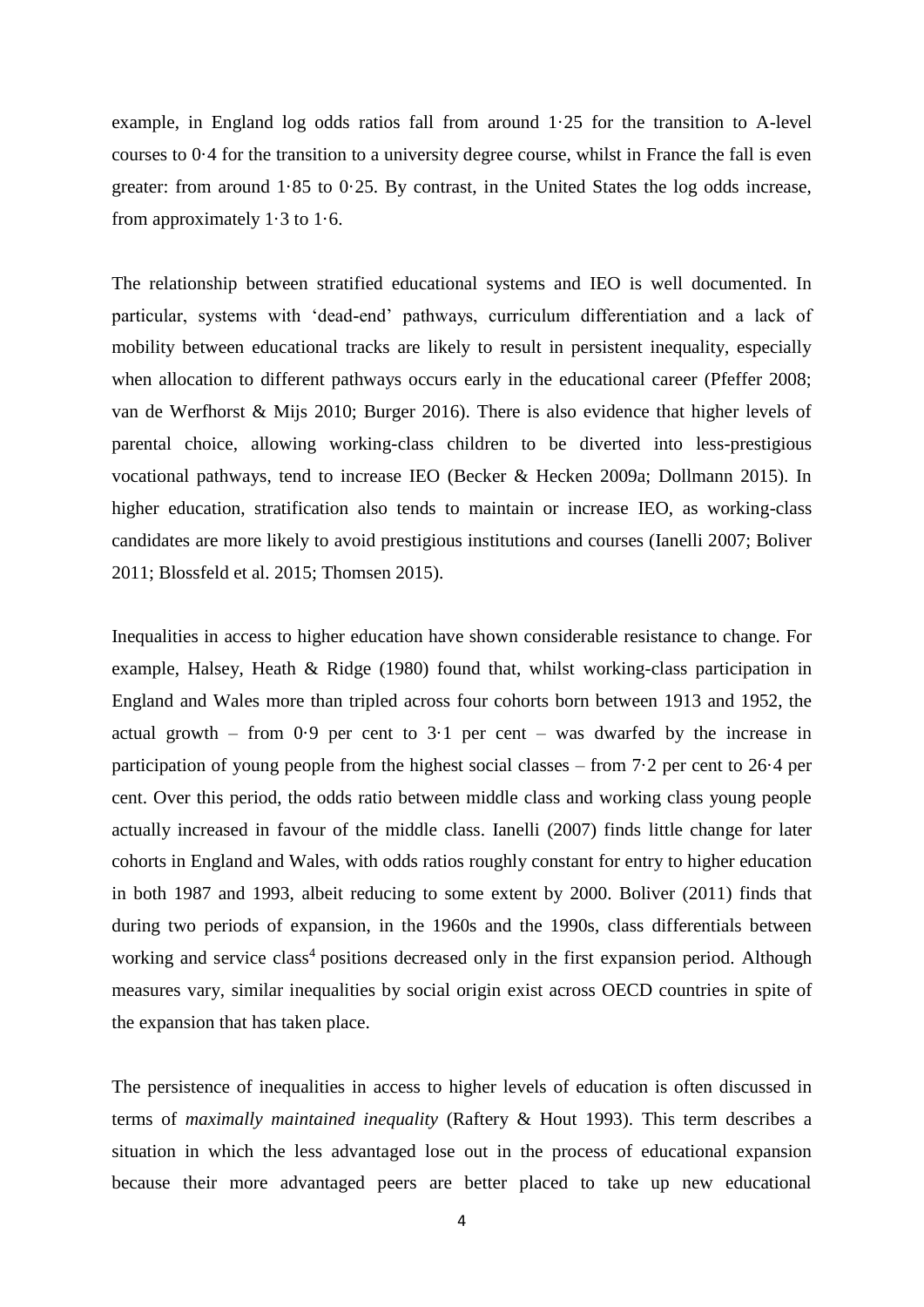example, in England log odds ratios fall from around 1·25 for the transition to A-level courses to 0·4 for the transition to a university degree course, whilst in France the fall is even greater: from around 1·85 to 0·25. By contrast, in the United States the log odds increase, from approximately 1·3 to 1·6.

The relationship between stratified educational systems and IEO is well documented. In particular, systems with 'dead-end' pathways, curriculum differentiation and a lack of mobility between educational tracks are likely to result in persistent inequality, especially when allocation to different pathways occurs early in the educational career (Pfeffer 2008; van de Werfhorst & Mijs 2010; Burger 2016). There is also evidence that higher levels of parental choice, allowing working-class children to be diverted into less-prestigious vocational pathways, tend to increase IEO (Becker & Hecken 2009a; Dollmann 2015). In higher education, stratification also tends to maintain or increase IEO, as working-class candidates are more likely to avoid prestigious institutions and courses (Ianelli 2007; Boliver 2011; Blossfeld et al. 2015; Thomsen 2015).

Inequalities in access to higher education have shown considerable resistance to change. For example, Halsey, Heath & Ridge (1980) found that, whilst working-class participation in England and Wales more than tripled across four cohorts born between 1913 and 1952, the actual growth – from 0·9 per cent to 3·1 per cent – was dwarfed by the increase in participation of young people from the highest social classes – from 7·2 per cent to 26·4 per cent. Over this period, the odds ratio between middle class and working class young people actually increased in favour of the middle class. Ianelli (2007) finds little change for later cohorts in England and Wales, with odds ratios roughly constant for entry to higher education in both 1987 and 1993, albeit reducing to some extent by 2000. Boliver (2011) finds that during two periods of expansion, in the 1960s and the 1990s, class differentials between working and service class[4] positions decreased only in the first expansion period. Although measures vary, similar inequalities by social origin exist across OECD countries in spite of the expansion that has taken place.

The persistence of inequalities in access to higher levels of education is often discussed in terms of *maximally maintained inequality* (Raftery & Hout 1993). This term describes a situation in which the less advantaged lose out in the process of educational expansion because their more advantaged peers are better placed to take up new educational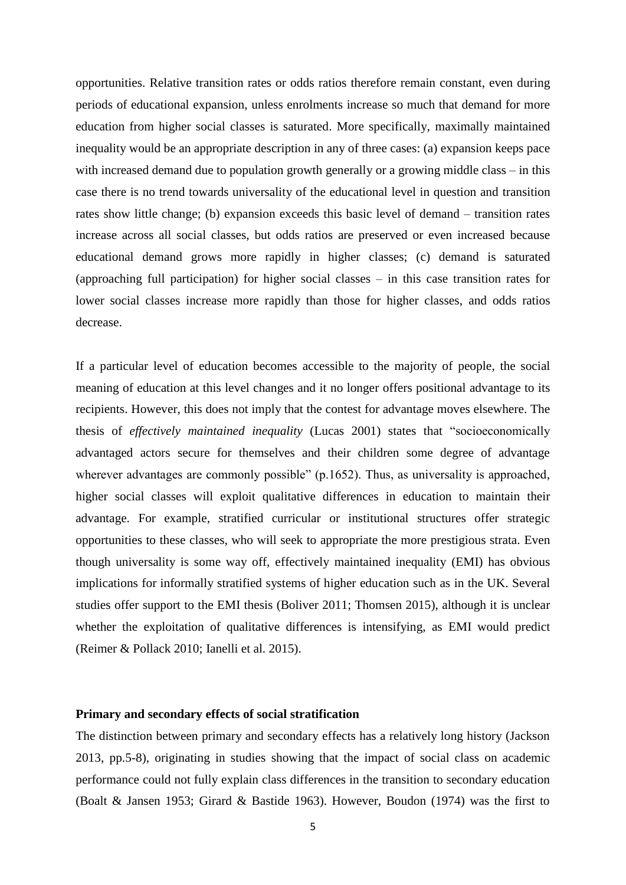opportunities. Relative transition rates or odds ratios therefore remain constant, even during periods of educational expansion, unless enrolments increase so much that demand for more education from higher social classes is saturated. More specifically, maximally maintained inequality would be an appropriate description in any of three cases: (a) expansion keeps pace with increased demand due to population growth generally or a growing middle class – in this case there is no trend towards universality of the educational level in question and transition rates show little change; (b) expansion exceeds this basic level of demand – transition rates increase across all social classes, but odds ratios are preserved or even increased because educational demand grows more rapidly in higher classes; (c) demand is saturated (approaching full participation) for higher social classes – in this case transition rates for lower social classes increase more rapidly than those for higher classes, and odds ratios decrease.

If a particular level of education becomes accessible to the majority of people, the social meaning of education at this level changes and it no longer offers positional advantage to its recipients. However, this does not imply that the contest for advantage moves elsewhere. The thesis of *effectively maintained inequality* (Lucas 2001) states that "socioeconomically advantaged actors secure for themselves and their children some degree of advantage wherever advantages are commonly possible" (p.1652). Thus, as universality is approached, higher social classes will exploit qualitative differences in education to maintain their advantage. For example, stratified curricular or institutional structures offer strategic opportunities to these classes, who will seek to appropriate the more prestigious strata. Even though universality is some way off, effectively maintained inequality (EMI) has obvious implications for informally stratified systems of higher education such as in the UK. Several studies offer support to the EMI thesis (Boliver 2011; Thomsen 2015), although it is unclear whether the exploitation of qualitative differences is intensifying, as EMI would predict (Reimer & Pollack 2010; Ianelli et al. 2015).

### Primary and secondary effects of social stratification

The distinction between primary and secondary effects has a relatively long history (Jackson 2013, pp.5-8), originating in studies showing that the impact of social class on academic performance could not fully explain class differences in the transition to secondary education (Boalt & Jansen 1953; Girard & Bastide 1963). However, Boudon (1974) was the first to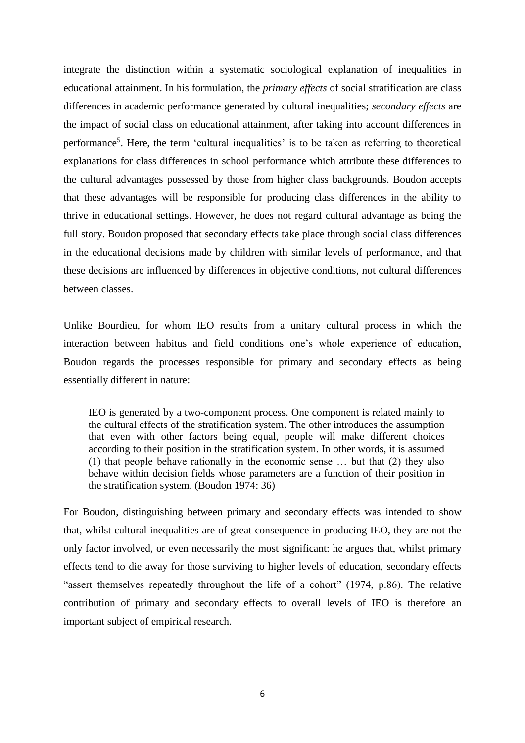integrate the distinction within a systematic sociological explanation of inequalities in educational attainment. In his formulation, the *primary effects* of social stratification are class differences in academic performance generated by cultural inequalities; *secondary effects* are the impact of social class on educational attainment, after taking into account differences in performance[5]. Here, the term 'cultural inequalities' is to be taken as referring to theoretical explanations for class differences in school performance which attribute these differences to the cultural advantages possessed by those from higher class backgrounds. Boudon accepts that these advantages will be responsible for producing class differences in the ability to thrive in educational settings. However, he does not regard cultural advantage as being the full story. Boudon proposed that secondary effects take place through social class differences in the educational decisions made by children with similar levels of performance, and that these decisions are influenced by differences in objective conditions, not cultural differences between classes.

Unlike Bourdieu, for whom IEO results from a unitary cultural process in which the interaction between habitus and field conditions one's whole experience of education, Boudon regards the processes responsible for primary and secondary effects as being essentially different in nature:

> IEO is generated by a two-component process. One component is related mainly to the cultural effects of the stratification system. The other introduces the assumption that even with other factors being equal, people will make different choices according to their position in the stratification system. In other words, it is assumed (1) that people behave rationally in the economic sense … but that (2) they also behave within decision fields whose parameters are a function of their position in the stratification system. (Boudon 1974: 36)

For Boudon, distinguishing between primary and secondary effects was intended to show that, whilst cultural inequalities are of great consequence in producing IEO, they are not the only factor involved, or even necessarily the most significant: he argues that, whilst primary effects tend to die away for those surviving to higher levels of education, secondary effects "assert themselves repeatedly throughout the life of a cohort" (1974, p.86). The relative contribution of primary and secondary effects to overall levels of IEO is therefore an important subject of empirical research.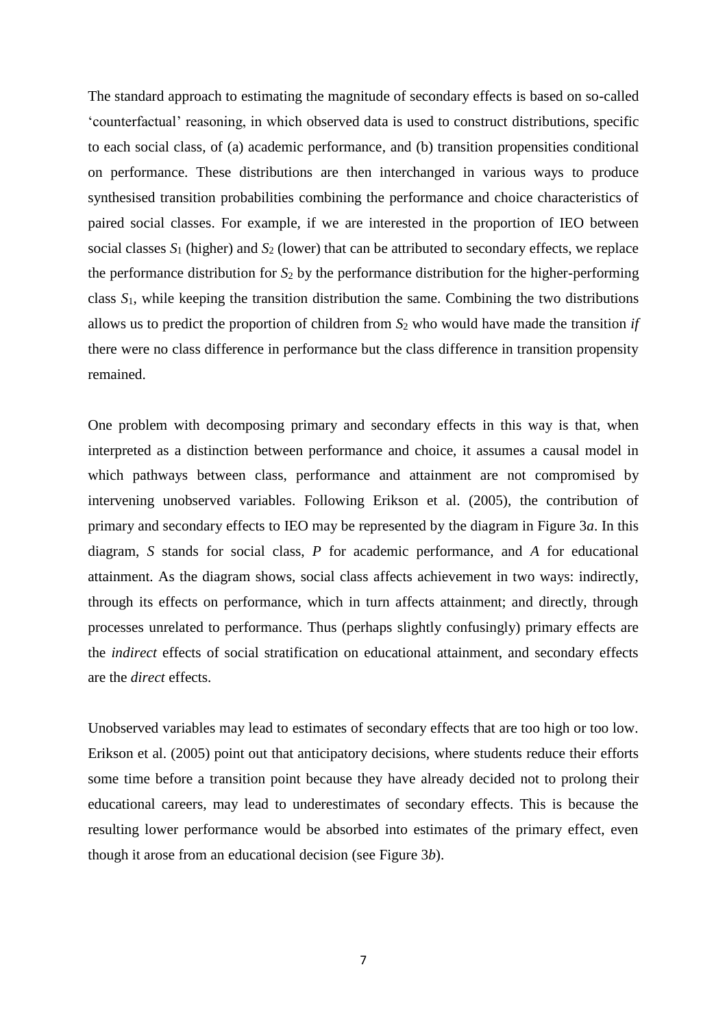The standard approach to estimating the magnitude of secondary effects is based on so-called 'counterfactual' reasoning, in which observed data is used to construct distributions, specific to each social class, of (a) academic performance, and (b) transition propensities conditional on performance. These distributions are then interchanged in various ways to produce synthesised transition probabilities combining the performance and choice characteristics of paired social classes. For example, if we are interested in the proportion of IEO between social classes $S_1$ (higher) and $S_2$ (lower) that can be attributed to secondary effects, we replace the performance distribution for $S_2$ by the performance distribution for the higher-performing class $S_1$, while keeping the transition distribution the same. Combining the two distributions allows us to predict the proportion of children from $S_2$ who would have made the transition *if* there were no class difference in performance but the class difference in transition propensity remained.

One problem with decomposing primary and secondary effects in this way is that, when interpreted as a distinction between performance and choice, it assumes a causal model in which pathways between class, performance and attainment are not compromised by intervening unobserved variables. Following Erikson et al. (2005), the contribution of primary and secondary effects to IEO may be represented by the diagram in Figure 3*a*. In this diagram, *S* stands for social class, *P* for academic performance, and *A* for educational attainment. As the diagram shows, social class affects achievement in two ways: indirectly, through its effects on performance, which in turn affects attainment; and directly, through processes unrelated to performance. Thus (perhaps slightly confusingly) primary effects are the *indirect* effects of social stratification on educational attainment, and secondary effects are the *direct* effects.

Unobserved variables may lead to estimates of secondary effects that are too high or too low. Erikson et al. (2005) point out that anticipatory decisions, where students reduce their efforts some time before a transition point because they have already decided not to prolong their educational careers, may lead to underestimates of secondary effects. This is because the resulting lower performance would be absorbed into estimates of the primary effect, even though it arose from an educational decision (see Figure 3*b*).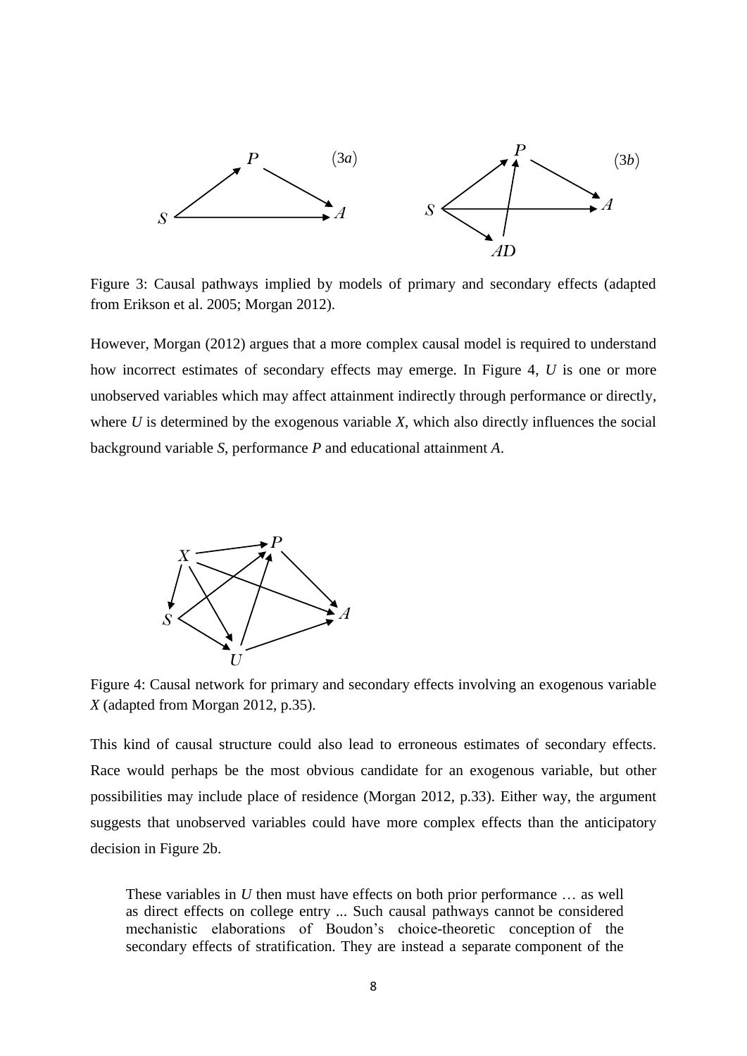Figure 3: Causal pathways implied by models of primary and secondary effects (adapted from Erikson et al. 2005; Morgan 2012).

However, Morgan (2012) argues that a more complex causal model is required to understand how incorrect estimates of secondary effects may emerge. In Figure 4, *U* is one or more unobserved variables which may affect attainment indirectly through performance or directly, where *U* is determined by the exogenous variable *X*, which also directly influences the social background variable *S*, performance *P* and educational attainment *A*.

Figure 4: Causal network for primary and secondary effects involving an exogenous variable *X* (adapted from Morgan 2012, p.35).

This kind of causal structure could also lead to erroneous estimates of secondary effects. Race would perhaps be the most obvious candidate for an exogenous variable, but other possibilities may include place of residence (Morgan 2012, p.33). Either way, the argument suggests that unobserved variables could have more complex effects than the anticipatory decision in Figure 2b.

> These variables in *U* then must have effects on both prior performance … as well as direct effects on college entry ... Such causal pathways cannot be considered mechanistic elaborations of Boudon's choice-theoretic conception of the secondary effects of stratification. They are instead a separate component of the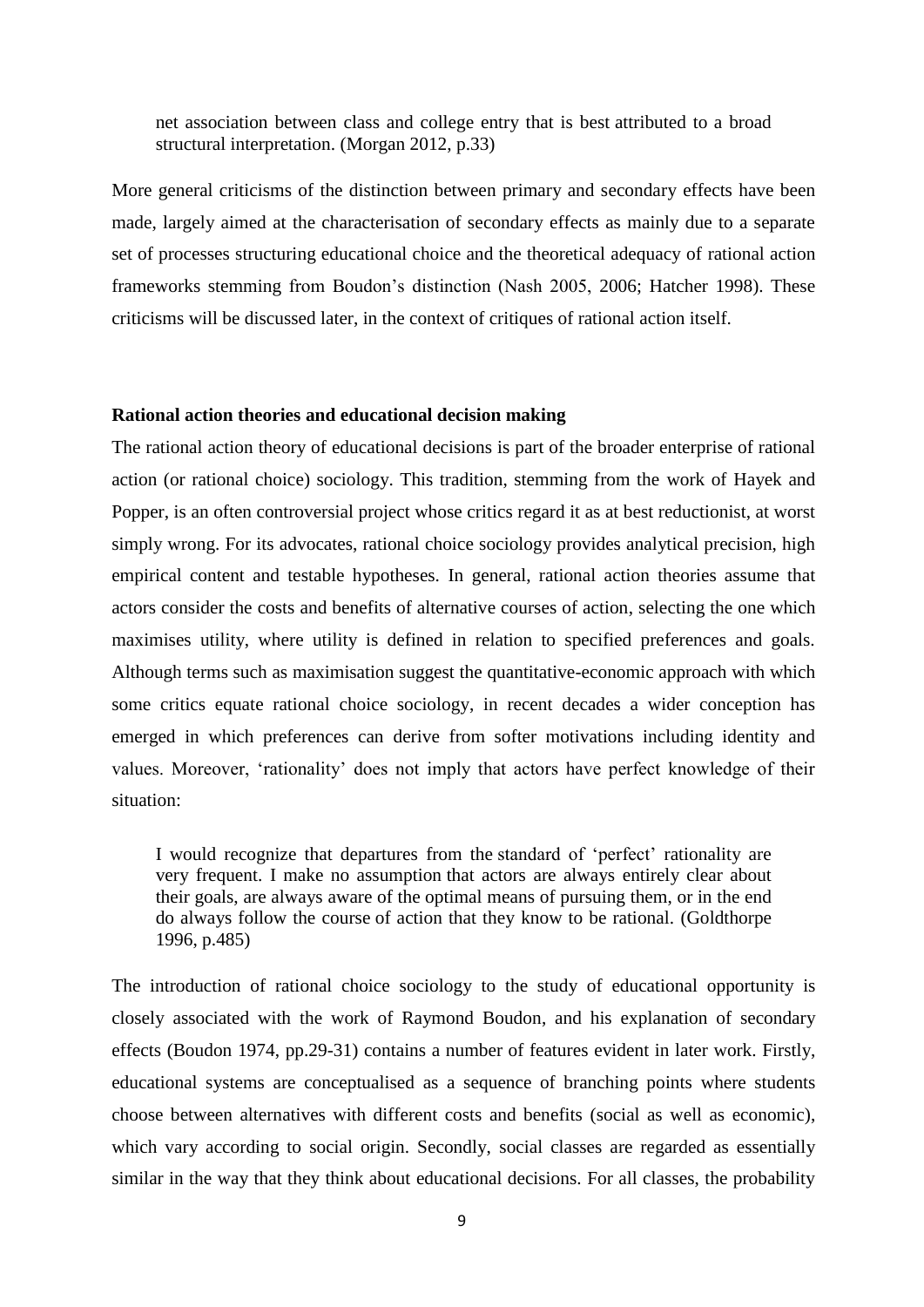> net association between class and college entry that is best attributed to a broad structural interpretation. (Morgan 2012, p.33)

More general criticisms of the distinction between primary and secondary effects have been made, largely aimed at the characterisation of secondary effects as mainly due to a separate set of processes structuring educational choice and the theoretical adequacy of rational action frameworks stemming from Boudon's distinction (Nash 2005, 2006; Hatcher 1998). These criticisms will be discussed later, in the context of critiques of rational action itself.

**Rational action theories and educational decision making**

The rational action theory of educational decisions is part of the broader enterprise of rational action (or rational choice) sociology. This tradition, stemming from the work of Hayek and Popper, is an often controversial project whose critics regard it as at best reductionist, at worst simply wrong. For its advocates, rational choice sociology provides analytical precision, high empirical content and testable hypotheses. In general, rational action theories assume that actors consider the costs and benefits of alternative courses of action, selecting the one which maximises utility, where utility is defined in relation to specified preferences and goals. Although terms such as maximisation suggest the quantitative-economic approach with which some critics equate rational choice sociology, in recent decades a wider conception has emerged in which preferences can derive from softer motivations including identity and values. Moreover, 'rationality' does not imply that actors have perfect knowledge of their situation:

> I would recognize that departures from the standard of 'perfect' rationality are very frequent. I make no assumption that actors are always entirely clear about their goals, are always aware of the optimal means of pursuing them, or in the end do always follow the course of action that they know to be rational. (Goldthorpe 1996, p.485)

The introduction of rational choice sociology to the study of educational opportunity is closely associated with the work of Raymond Boudon, and his explanation of secondary effects (Boudon 1974, pp.29-31) contains a number of features evident in later work. Firstly, educational systems are conceptualised as a sequence of branching points where students choose between alternatives with different costs and benefits (social as well as economic), which vary according to social origin. Secondly, social classes are regarded as essentially similar in the way that they think about educational decisions. For all classes, the probability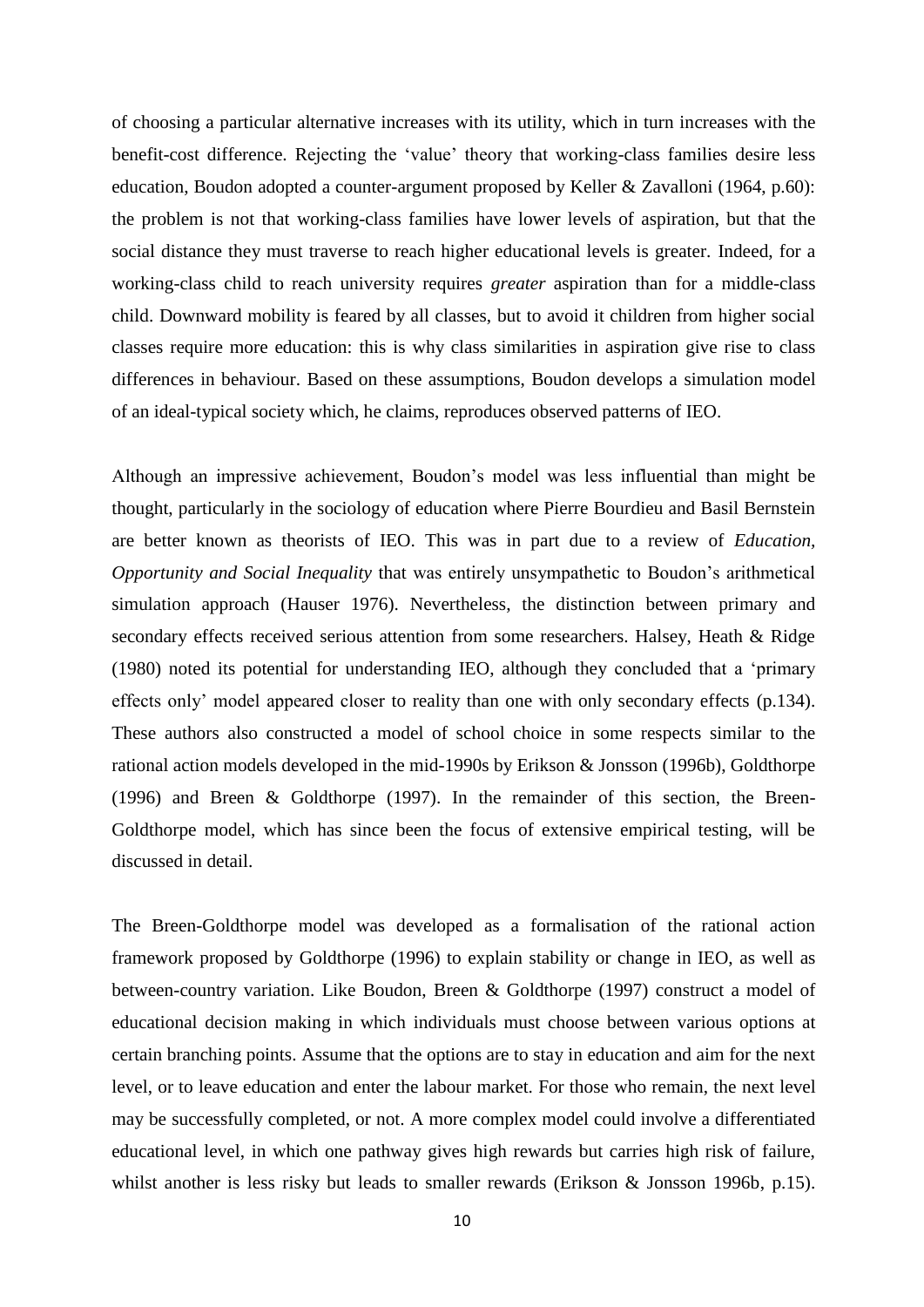of choosing a particular alternative increases with its utility, which in turn increases with the benefit-cost difference. Rejecting the 'value' theory that working-class families desire less education, Boudon adopted a counter-argument proposed by Keller & Zavalloni (1964, p.60): the problem is not that working-class families have lower levels of aspiration, but that the social distance they must traverse to reach higher educational levels is greater. Indeed, for a working-class child to reach university requires *greater* aspiration than for a middle-class child. Downward mobility is feared by all classes, but to avoid it children from higher social classes require more education: this is why class similarities in aspiration give rise to class differences in behaviour. Based on these assumptions, Boudon develops a simulation model of an ideal-typical society which, he claims, reproduces observed patterns of IEO.

Although an impressive achievement, Boudon's model was less influential than might be thought, particularly in the sociology of education where Pierre Bourdieu and Basil Bernstein are better known as theorists of IEO. This was in part due to a review of *Education, Opportunity and Social Inequality* that was entirely unsympathetic to Boudon's arithmetical simulation approach (Hauser 1976). Nevertheless, the distinction between primary and secondary effects received serious attention from some researchers. Halsey, Heath & Ridge (1980) noted its potential for understanding IEO, although they concluded that a 'primary effects only' model appeared closer to reality than one with only secondary effects (p.134). These authors also constructed a model of school choice in some respects similar to the rational action models developed in the mid-1990s by Erikson & Jonsson (1996b), Goldthorpe (1996) and Breen & Goldthorpe (1997). In the remainder of this section, the Breen-Goldthorpe model, which has since been the focus of extensive empirical testing, will be discussed in detail.

The Breen-Goldthorpe model was developed as a formalisation of the rational action framework proposed by Goldthorpe (1996) to explain stability or change in IEO, as well as between-country variation. Like Boudon, Breen & Goldthorpe (1997) construct a model of educational decision making in which individuals must choose between various options at certain branching points. Assume that the options are to stay in education and aim for the next level, or to leave education and enter the labour market. For those who remain, the next level may be successfully completed, or not. A more complex model could involve a differentiated educational level, in which one pathway gives high rewards but carries high risk of failure, whilst another is less risky but leads to smaller rewards (Erikson & Jonsson 1996b, p.15).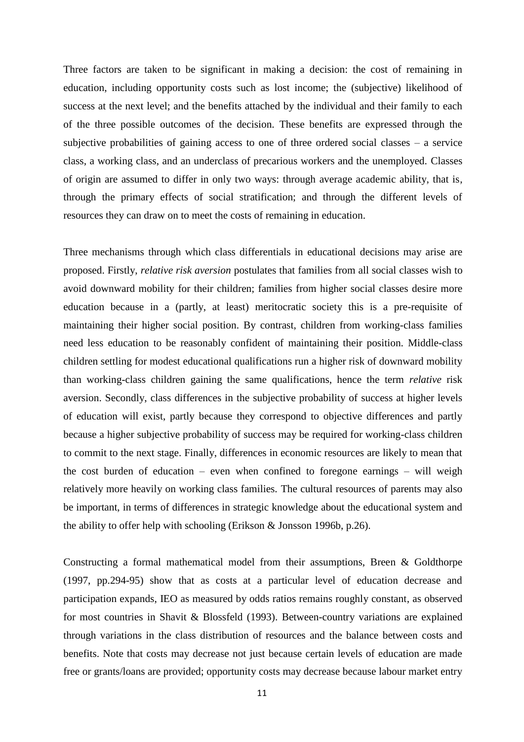Three factors are taken to be significant in making a decision: the cost of remaining in education, including opportunity costs such as lost income; the (subjective) likelihood of success at the next level; and the benefits attached by the individual and their family to each of the three possible outcomes of the decision. These benefits are expressed through the subjective probabilities of gaining access to one of three ordered social classes – a service class, a working class, and an underclass of precarious workers and the unemployed. Classes of origin are assumed to differ in only two ways: through average academic ability, that is, through the primary effects of social stratification; and through the different levels of resources they can draw on to meet the costs of remaining in education.

Three mechanisms through which class differentials in educational decisions may arise are proposed. Firstly, *relative risk aversion* postulates that families from all social classes wish to avoid downward mobility for their children; families from higher social classes desire more education because in a (partly, at least) meritocratic society this is a pre-requisite of maintaining their higher social position. By contrast, children from working-class families need less education to be reasonably confident of maintaining their position. Middle-class children settling for modest educational qualifications run a higher risk of downward mobility than working-class children gaining the same qualifications, hence the term *relative* risk aversion. Secondly, class differences in the subjective probability of success at higher levels of education will exist, partly because they correspond to objective differences and partly because a higher subjective probability of success may be required for working-class children to commit to the next stage. Finally, differences in economic resources are likely to mean that the cost burden of education – even when confined to foregone earnings – will weigh relatively more heavily on working class families. The cultural resources of parents may also be important, in terms of differences in strategic knowledge about the educational system and the ability to offer help with schooling (Erikson & Jonsson 1996b, p.26).

Constructing a formal mathematical model from their assumptions, Breen & Goldthorpe (1997, pp.294-95) show that as costs at a particular level of education decrease and participation expands, IEO as measured by odds ratios remains roughly constant, as observed for most countries in Shavit & Blossfeld (1993). Between-country variations are explained through variations in the class distribution of resources and the balance between costs and benefits. Note that costs may decrease not just because certain levels of education are made free or grants/loans are provided; opportunity costs may decrease because labour market entry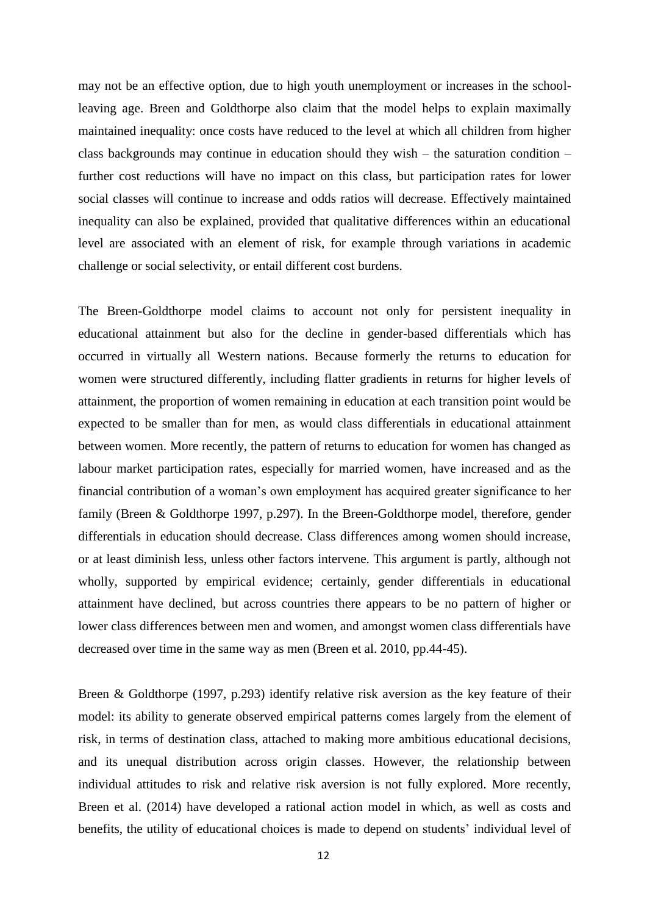may not be an effective option, due to high youth unemployment or increases in the school-leaving age. Breen and Goldthorpe also claim that the model helps to explain maximally maintained inequality: once costs have reduced to the level at which all children from higher class backgrounds may continue in education should they wish – the saturation condition – further cost reductions will have no impact on this class, but participation rates for lower social classes will continue to increase and odds ratios will decrease. Effectively maintained inequality can also be explained, provided that qualitative differences within an educational level are associated with an element of risk, for example through variations in academic challenge or social selectivity, or entail different cost burdens.

The Breen-Goldthorpe model claims to account not only for persistent inequality in educational attainment but also for the decline in gender-based differentials which has occurred in virtually all Western nations. Because formerly the returns to education for women were structured differently, including flatter gradients in returns for higher levels of attainment, the proportion of women remaining in education at each transition point would be expected to be smaller than for men, as would class differentials in educational attainment between women. More recently, the pattern of returns to education for women has changed as labour market participation rates, especially for married women, have increased and as the financial contribution of a woman's own employment has acquired greater significance to her family (Breen & Goldthorpe 1997, p.297). In the Breen-Goldthorpe model, therefore, gender differentials in education should decrease. Class differences among women should increase, or at least diminish less, unless other factors intervene. This argument is partly, although not wholly, supported by empirical evidence; certainly, gender differentials in educational attainment have declined, but across countries there appears to be no pattern of higher or lower class differences between men and women, and amongst women class differentials have decreased over time in the same way as men (Breen et al. 2010, pp.44-45).

Breen & Goldthorpe (1997, p.293) identify relative risk aversion as the key feature of their model: its ability to generate observed empirical patterns comes largely from the element of risk, in terms of destination class, attached to making more ambitious educational decisions, and its unequal distribution across origin classes. However, the relationship between individual attitudes to risk and relative risk aversion is not fully explored. More recently, Breen et al. (2014) have developed a rational action model in which, as well as costs and benefits, the utility of educational choices is made to depend on students' individual level of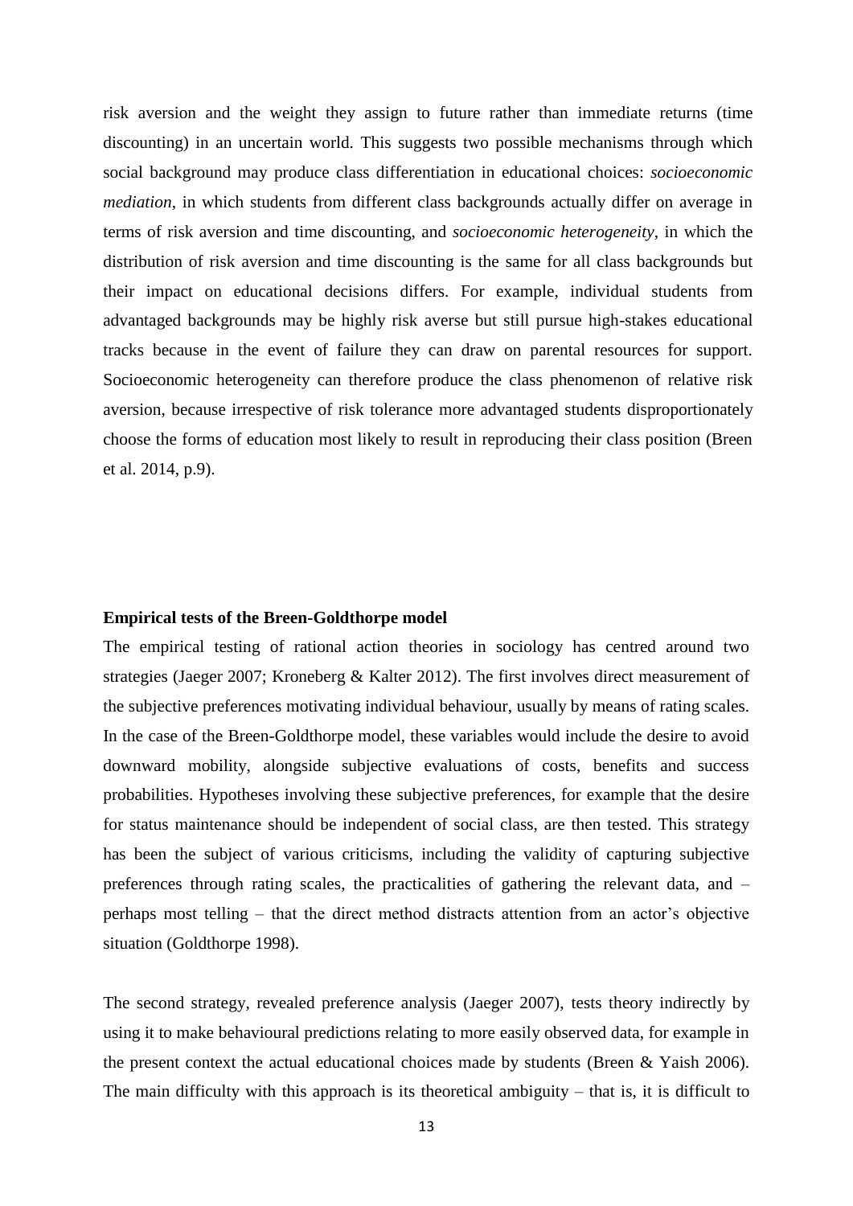risk aversion and the weight they assign to future rather than immediate returns (time discounting) in an uncertain world. This suggests two possible mechanisms through which social background may produce class differentiation in educational choices: *socioeconomic mediation*, in which students from different class backgrounds actually differ on average in terms of risk aversion and time discounting, and *socioeconomic heterogeneity*, in which the distribution of risk aversion and time discounting is the same for all class backgrounds but their impact on educational decisions differs. For example, individual students from advantaged backgrounds may be highly risk averse but still pursue high-stakes educational tracks because in the event of failure they can draw on parental resources for support. Socioeconomic heterogeneity can therefore produce the class phenomenon of relative risk aversion, because irrespective of risk tolerance more advantaged students disproportionately choose the forms of education most likely to result in reproducing their class position (Breen et al. 2014, p.9).

**Empirical tests of the Breen-Goldthorpe model**

The empirical testing of rational action theories in sociology has centred around two strategies (Jaeger 2007; Kroneberg & Kalter 2012). The first involves direct measurement of the subjective preferences motivating individual behaviour, usually by means of rating scales. In the case of the Breen-Goldthorpe model, these variables would include the desire to avoid downward mobility, alongside subjective evaluations of costs, benefits and success probabilities. Hypotheses involving these subjective preferences, for example that the desire for status maintenance should be independent of social class, are then tested. This strategy has been the subject of various criticisms, including the validity of capturing subjective preferences through rating scales, the practicalities of gathering the relevant data, and – perhaps most telling – that the direct method distracts attention from an actor's objective situation (Goldthorpe 1998).

The second strategy, revealed preference analysis (Jaeger 2007), tests theory indirectly by using it to make behavioural predictions relating to more easily observed data, for example in the present context the actual educational choices made by students (Breen & Yaish 2006). The main difficulty with this approach is its theoretical ambiguity – that is, it is difficult to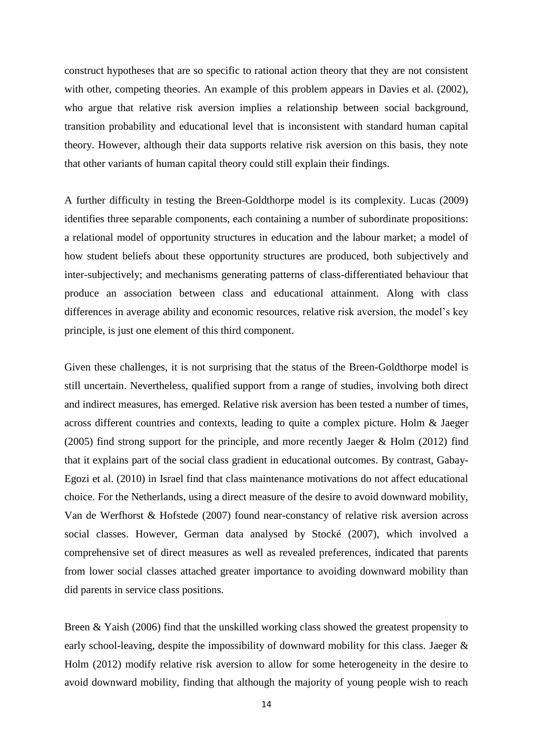construct hypotheses that are so specific to rational action theory that they are not consistent with other, competing theories. An example of this problem appears in Davies et al. (2002), who argue that relative risk aversion implies a relationship between social background, transition probability and educational level that is inconsistent with standard human capital theory. However, although their data supports relative risk aversion on this basis, they note that other variants of human capital theory could still explain their findings.

A further difficulty in testing the Breen-Goldthorpe model is its complexity. Lucas (2009) identifies three separable components, each containing a number of subordinate propositions: a relational model of opportunity structures in education and the labour market; a model of how student beliefs about these opportunity structures are produced, both subjectively and inter-subjectively; and mechanisms generating patterns of class-differentiated behaviour that produce an association between class and educational attainment. Along with class differences in average ability and economic resources, relative risk aversion, the model's key principle, is just one element of this third component.

Given these challenges, it is not surprising that the status of the Breen-Goldthorpe model is still uncertain. Nevertheless, qualified support from a range of studies, involving both direct and indirect measures, has emerged. Relative risk aversion has been tested a number of times, across different countries and contexts, leading to quite a complex picture. Holm & Jaeger (2005) find strong support for the principle, and more recently Jaeger & Holm (2012) find that it explains part of the social class gradient in educational outcomes. By contrast, Gabay-Egozi et al. (2010) in Israel find that class maintenance motivations do not affect educational choice. For the Netherlands, using a direct measure of the desire to avoid downward mobility, Van de Werfhorst & Hofstede (2007) found near-constancy of relative risk aversion across social classes. However, German data analysed by Stocké (2007), which involved a comprehensive set of direct measures as well as revealed preferences, indicated that parents from lower social classes attached greater importance to avoiding downward mobility than did parents in service class positions.

Breen & Yaish (2006) find that the unskilled working class showed the greatest propensity to early school-leaving, despite the impossibility of downward mobility for this class. Jaeger & Holm (2012) modify relative risk aversion to allow for some heterogeneity in the desire to avoid downward mobility, finding that although the majority of young people wish to reach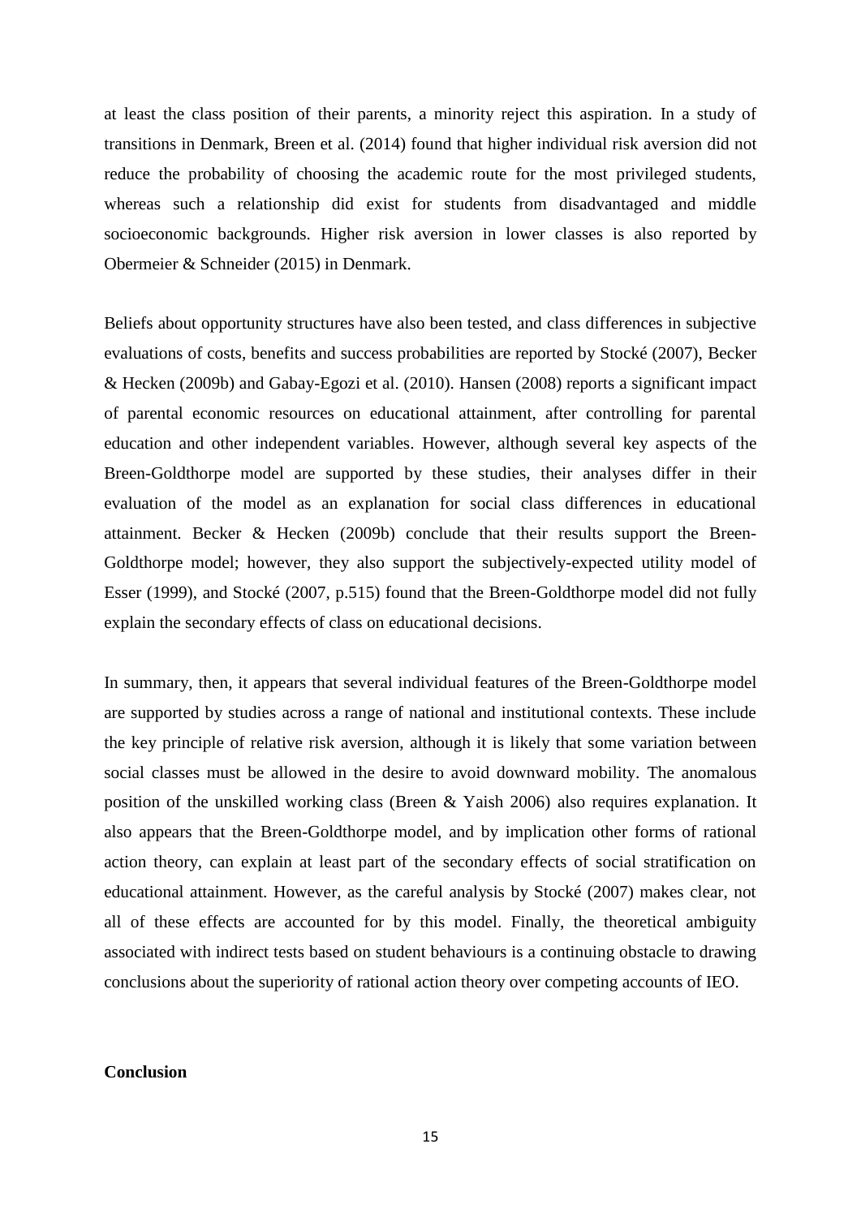at least the class position of their parents, a minority reject this aspiration. In a study of transitions in Denmark, Breen et al. (2014) found that higher individual risk aversion did not reduce the probability of choosing the academic route for the most privileged students, whereas such a relationship did exist for students from disadvantaged and middle socioeconomic backgrounds. Higher risk aversion in lower classes is also reported by Obermeier & Schneider (2015) in Denmark.

Beliefs about opportunity structures have also been tested, and class differences in subjective evaluations of costs, benefits and success probabilities are reported by Stocké (2007), Becker & Hecken (2009b) and Gabay-Egozi et al. (2010). Hansen (2008) reports a significant impact of parental economic resources on educational attainment, after controlling for parental education and other independent variables. However, although several key aspects of the Breen-Goldthorpe model are supported by these studies, their analyses differ in their evaluation of the model as an explanation for social class differences in educational attainment. Becker & Hecken (2009b) conclude that their results support the Breen-Goldthorpe model; however, they also support the subjectively-expected utility model of Esser (1999), and Stocké (2007, p.515) found that the Breen-Goldthorpe model did not fully explain the secondary effects of class on educational decisions.

In summary, then, it appears that several individual features of the Breen-Goldthorpe model are supported by studies across a range of national and institutional contexts. These include the key principle of relative risk aversion, although it is likely that some variation between social classes must be allowed in the desire to avoid downward mobility. The anomalous position of the unskilled working class (Breen & Yaish 2006) also requires explanation. It also appears that the Breen-Goldthorpe model, and by implication other forms of rational action theory, can explain at least part of the secondary effects of social stratification on educational attainment. However, as the careful analysis by Stocké (2007) makes clear, not all of these effects are accounted for by this model. Finally, the theoretical ambiguity associated with indirect tests based on student behaviours is a continuing obstacle to drawing conclusions about the superiority of rational action theory over competing accounts of IEO.

## Conclusion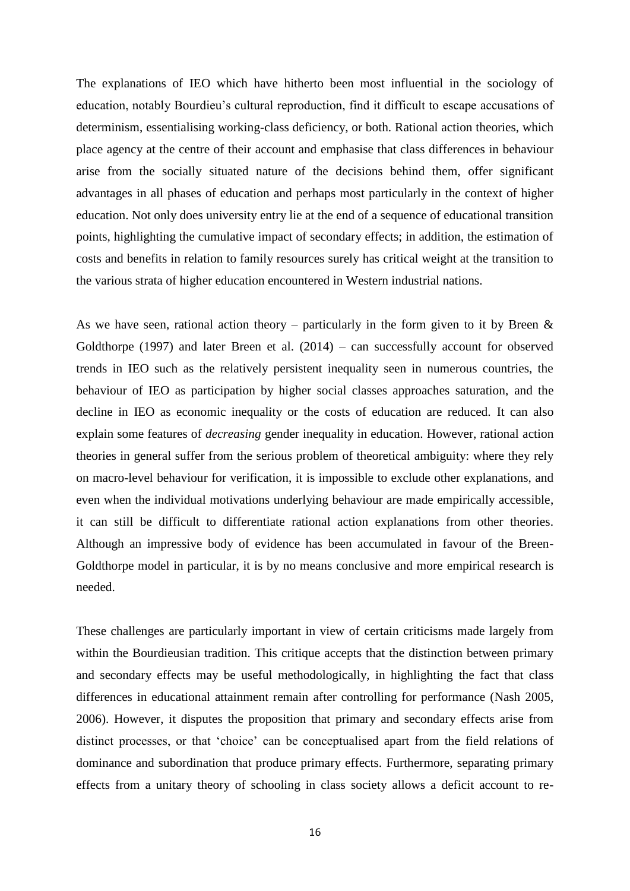The explanations of IEO which have hitherto been most influential in the sociology of education, notably Bourdieu's cultural reproduction, find it difficult to escape accusations of determinism, essentialising working-class deficiency, or both. Rational action theories, which place agency at the centre of their account and emphasise that class differences in behaviour arise from the socially situated nature of the decisions behind them, offer significant advantages in all phases of education and perhaps most particularly in the context of higher education. Not only does university entry lie at the end of a sequence of educational transition points, highlighting the cumulative impact of secondary effects; in addition, the estimation of costs and benefits in relation to family resources surely has critical weight at the transition to the various strata of higher education encountered in Western industrial nations.

As we have seen, rational action theory – particularly in the form given to it by Breen & Goldthorpe (1997) and later Breen et al. (2014) – can successfully account for observed trends in IEO such as the relatively persistent inequality seen in numerous countries, the behaviour of IEO as participation by higher social classes approaches saturation, and the decline in IEO as economic inequality or the costs of education are reduced. It can also explain some features of *decreasing* gender inequality in education. However, rational action theories in general suffer from the serious problem of theoretical ambiguity: where they rely on macro-level behaviour for verification, it is impossible to exclude other explanations, and even when the individual motivations underlying behaviour are made empirically accessible, it can still be difficult to differentiate rational action explanations from other theories. Although an impressive body of evidence has been accumulated in favour of the Breen-Goldthorpe model in particular, it is by no means conclusive and more empirical research is needed.

These challenges are particularly important in view of certain criticisms made largely from within the Bourdieusian tradition. This critique accepts that the distinction between primary and secondary effects may be useful methodologically, in highlighting the fact that class differences in educational attainment remain after controlling for performance (Nash 2005, 2006). However, it disputes the proposition that primary and secondary effects arise from distinct processes, or that 'choice' can be conceptualised apart from the field relations of dominance and subordination that produce primary effects. Furthermore, separating primary effects from a unitary theory of schooling in class society allows a deficit account to re-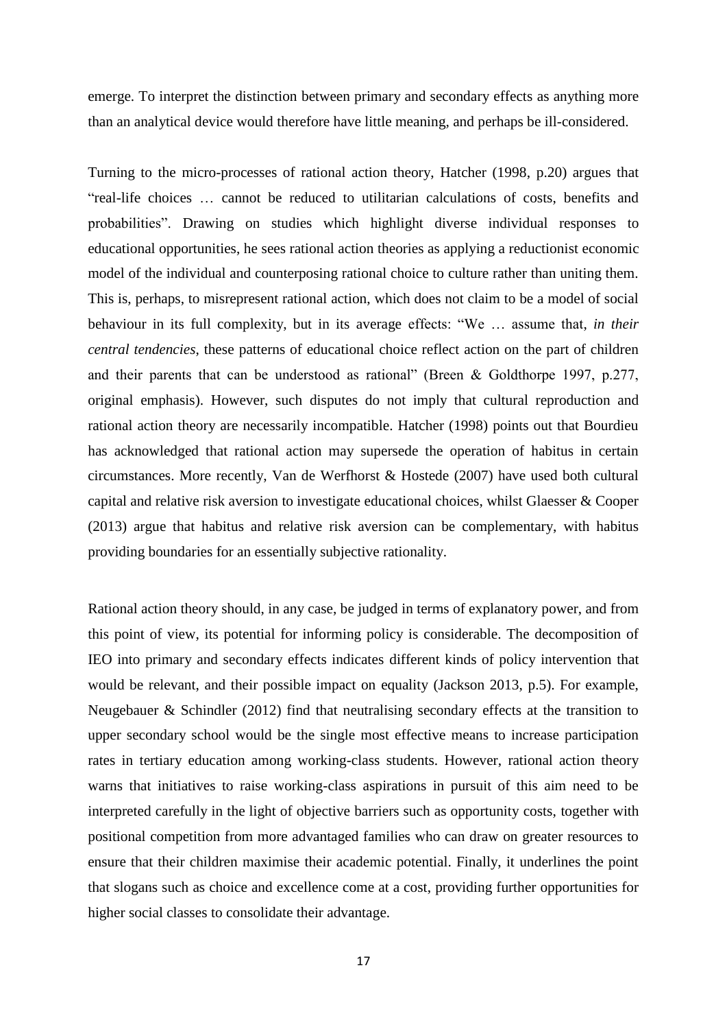emerge. To interpret the distinction between primary and secondary effects as anything more than an analytical device would therefore have little meaning, and perhaps be ill-considered.

Turning to the micro-processes of rational action theory, Hatcher (1998, p.20) argues that "real-life choices … cannot be reduced to utilitarian calculations of costs, benefits and probabilities". Drawing on studies which highlight diverse individual responses to educational opportunities, he sees rational action theories as applying a reductionist economic model of the individual and counterposing rational choice to culture rather than uniting them. This is, perhaps, to misrepresent rational action, which does not claim to be a model of social behaviour in its full complexity, but in its average effects: "We … assume that, *in their central tendencies*, these patterns of educational choice reflect action on the part of children and their parents that can be understood as rational" (Breen & Goldthorpe 1997, p.277, original emphasis). However, such disputes do not imply that cultural reproduction and rational action theory are necessarily incompatible. Hatcher (1998) points out that Bourdieu has acknowledged that rational action may supersede the operation of habitus in certain circumstances. More recently, Van de Werfhorst & Hostede (2007) have used both cultural capital and relative risk aversion to investigate educational choices, whilst Glaesser & Cooper (2013) argue that habitus and relative risk aversion can be complementary, with habitus providing boundaries for an essentially subjective rationality.

Rational action theory should, in any case, be judged in terms of explanatory power, and from this point of view, its potential for informing policy is considerable. The decomposition of IEO into primary and secondary effects indicates different kinds of policy intervention that would be relevant, and their possible impact on equality (Jackson 2013, p.5). For example, Neugebauer & Schindler (2012) find that neutralising secondary effects at the transition to upper secondary school would be the single most effective means to increase participation rates in tertiary education among working-class students. However, rational action theory warns that initiatives to raise working-class aspirations in pursuit of this aim need to be interpreted carefully in the light of objective barriers such as opportunity costs, together with positional competition from more advantaged families who can draw on greater resources to ensure that their children maximise their academic potential. Finally, it underlines the point that slogans such as choice and excellence come at a cost, providing further opportunities for higher social classes to consolidate their advantage.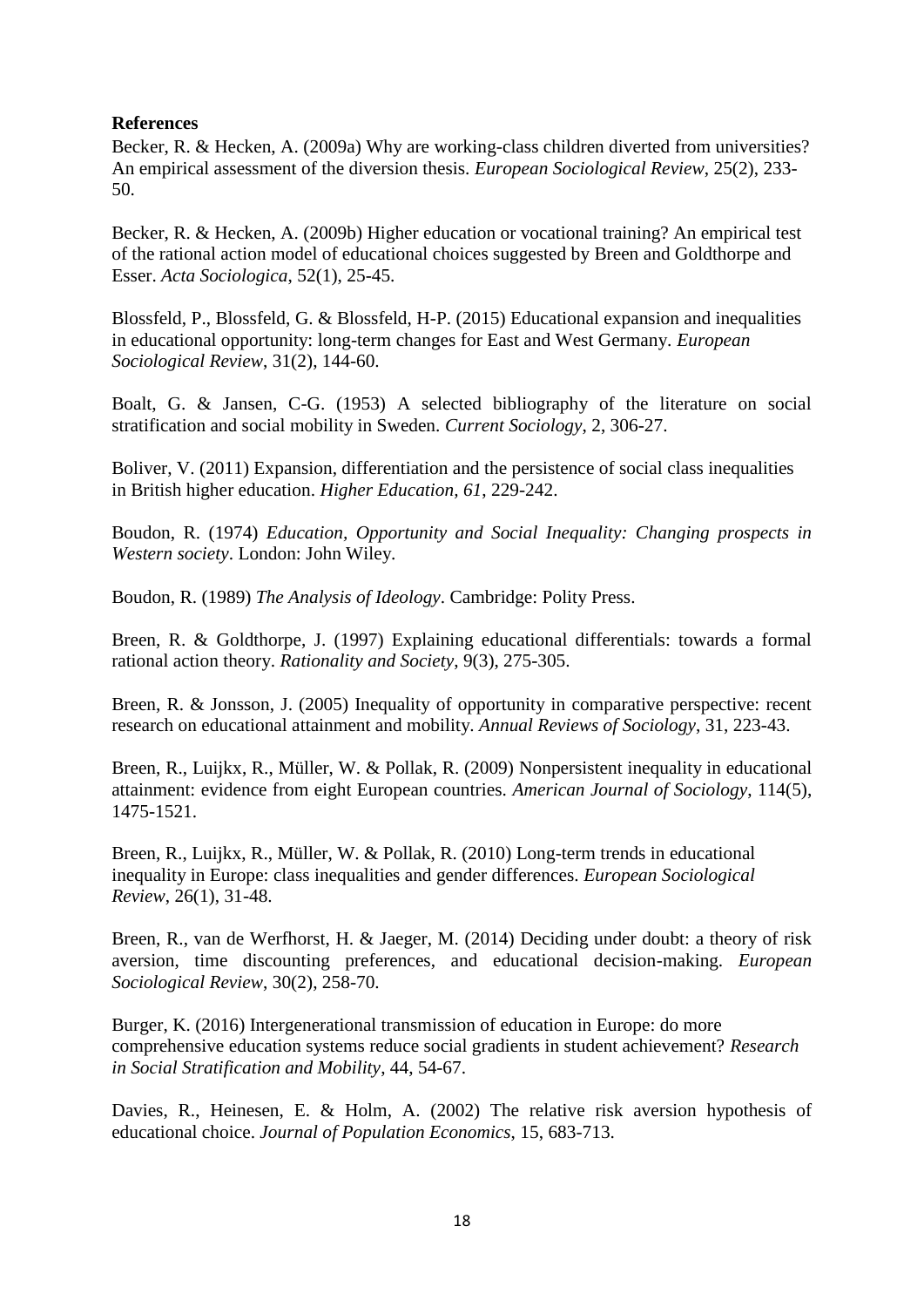**References**

Becker, R. & Hecken, A. (2009a) Why are working-class children diverted from universities? An empirical assessment of the diversion thesis. *European Sociological Review*, 25(2), 233-50.

Becker, R. & Hecken, A. (2009b) Higher education or vocational training? An empirical test of the rational action model of educational choices suggested by Breen and Goldthorpe and Esser. *Acta Sociologica*, 52(1), 25-45.

Blossfeld, P., Blossfeld, G. & Blossfeld, H-P. (2015) Educational expansion and inequalities in educational opportunity: long-term changes for East and West Germany. *European Sociological Review*, 31(2), 144-60.

Boalt, G. & Jansen, C-G. (1953) A selected bibliography of the literature on social stratification and social mobility in Sweden. *Current Sociology*, 2, 306-27.

Boliver, V. (2011) Expansion, differentiation and the persistence of social class inequalities in British higher education. *Higher Education, 61*, 229-242.

Boudon, R. (1974) *Education, Opportunity and Social Inequality: Changing prospects in Western society*. London: John Wiley.

Boudon, R. (1989) *The Analysis of Ideology*. Cambridge: Polity Press.

Breen, R. & Goldthorpe, J. (1997) Explaining educational differentials: towards a formal rational action theory. *Rationality and Society*, 9(3), 275-305.

Breen, R. & Jonsson, J. (2005) Inequality of opportunity in comparative perspective: recent research on educational attainment and mobility. *Annual Reviews of Sociology*, 31, 223-43.

Breen, R., Luijkx, R., Müller, W. & Pollak, R. (2009) Nonpersistent inequality in educational attainment: evidence from eight European countries. *American Journal of Sociology*, 114(5), 1475-1521.

Breen, R., Luijkx, R., Müller, W. & Pollak, R. (2010) Long-term trends in educational inequality in Europe: class inequalities and gender differences. *European Sociological Review*, 26(1), 31-48.

Breen, R., van de Werfhorst, H. & Jaeger, M. (2014) Deciding under doubt: a theory of risk aversion, time discounting preferences, and educational decision-making. *European Sociological Review*, 30(2), 258-70.

Burger, K. (2016) Intergenerational transmission of education in Europe: do more comprehensive education systems reduce social gradients in student achievement? *Research in Social Stratification and Mobility*, 44, 54-67.

Davies, R., Heinesen, E. & Holm, A. (2002) The relative risk aversion hypothesis of educational choice. *Journal of Population Economics*, 15, 683-713.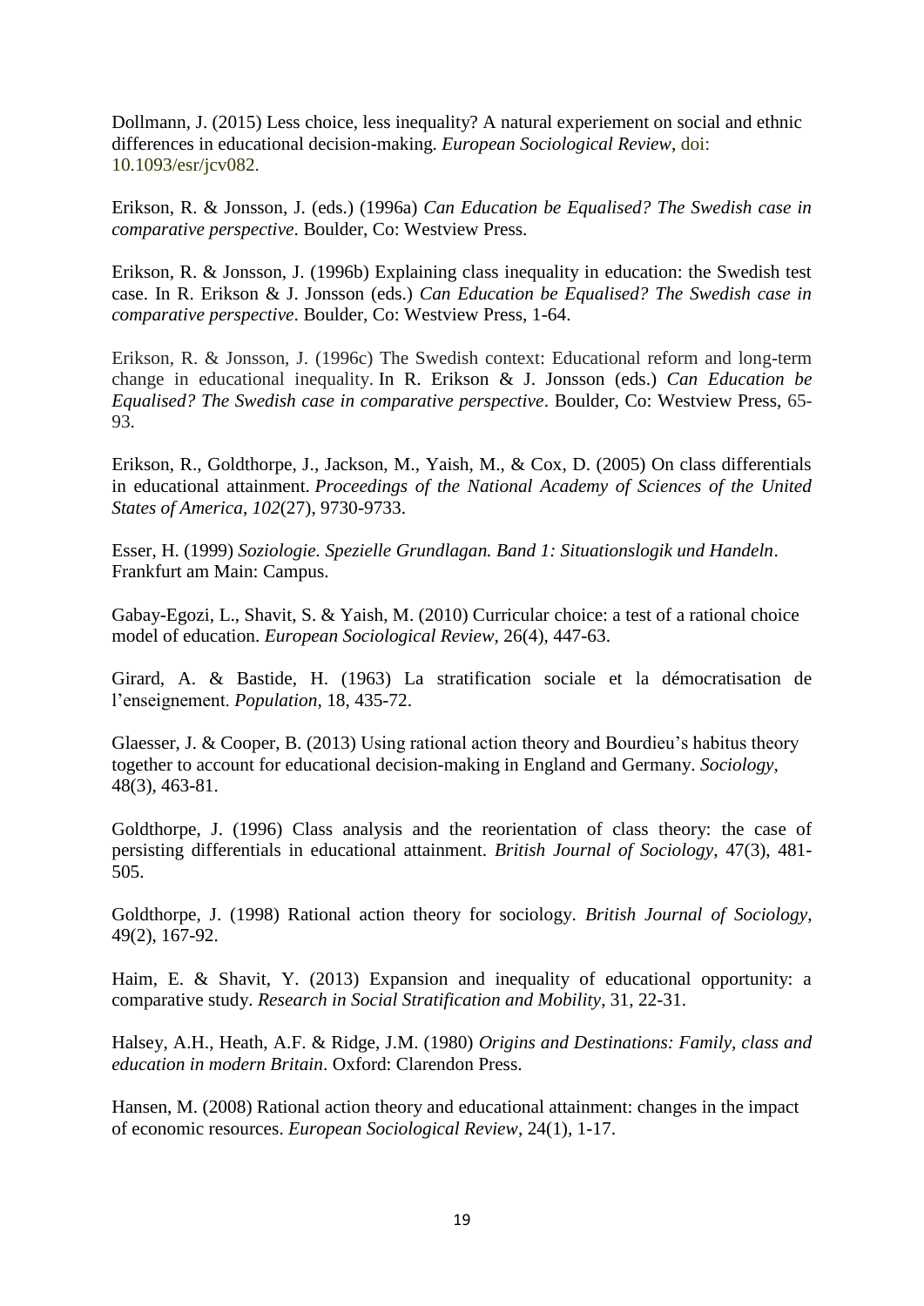Dollmann, J. (2015) Less choice, less inequality? A natural experiement on social and ethnic differences in educational decision-making. *European Sociological Review*, doi: 10.1093/esr/jcv082.

Erikson, R. & Jonsson, J. (eds.) (1996a) *Can Education be Equalised? The Swedish case in comparative perspective*. Boulder, Co: Westview Press.

Erikson, R. & Jonsson, J. (1996b) Explaining class inequality in education: the Swedish test case. In R. Erikson & J. Jonsson (eds.) *Can Education be Equalised? The Swedish case in comparative perspective*. Boulder, Co: Westview Press, 1-64.

Erikson, R. & Jonsson, J. (1996c) The Swedish context: Educational reform and long-term change in educational inequality. In R. Erikson & J. Jonsson (eds.) *Can Education be Equalised? The Swedish case in comparative perspective*. Boulder, Co: Westview Press, 65-93.

Erikson, R., Goldthorpe, J., Jackson, M., Yaish, M., & Cox, D. (2005) On class differentials in educational attainment. *Proceedings of the National Academy of Sciences of the United States of America*, *102*(27), 9730-9733.

Esser, H. (1999) *Soziologie. Spezielle Grundlagan. Band 1: Situationslogik und Handeln*. Frankfurt am Main: Campus.

Gabay-Egozi, L., Shavit, S. & Yaish, M. (2010) Curricular choice: a test of a rational choice model of education. *European Sociological Review*, 26(4), 447-63.

Girard, A. & Bastide, H. (1963) La stratification sociale et la démocratisation de l'enseignement. *Population*, 18, 435-72.

Glaesser, J. & Cooper, B. (2013) Using rational action theory and Bourdieu's habitus theory together to account for educational decision-making in England and Germany. *Sociology*, 48(3), 463-81.

Goldthorpe, J. (1996) Class analysis and the reorientation of class theory: the case of persisting differentials in educational attainment. *British Journal of Sociology*, 47(3), 481-505.

Goldthorpe, J. (1998) Rational action theory for sociology. *British Journal of Sociology*, 49(2), 167-92.

Haim, E. & Shavit, Y. (2013) Expansion and inequality of educational opportunity: a comparative study. *Research in Social Stratification and Mobility*, 31, 22-31.

Halsey, A.H., Heath, A.F. & Ridge, J.M. (1980) *Origins and Destinations: Family, class and education in modern Britain*. Oxford: Clarendon Press.

Hansen, M. (2008) Rational action theory and educational attainment: changes in the impact of economic resources. *European Sociological Review*, 24(1), 1-17.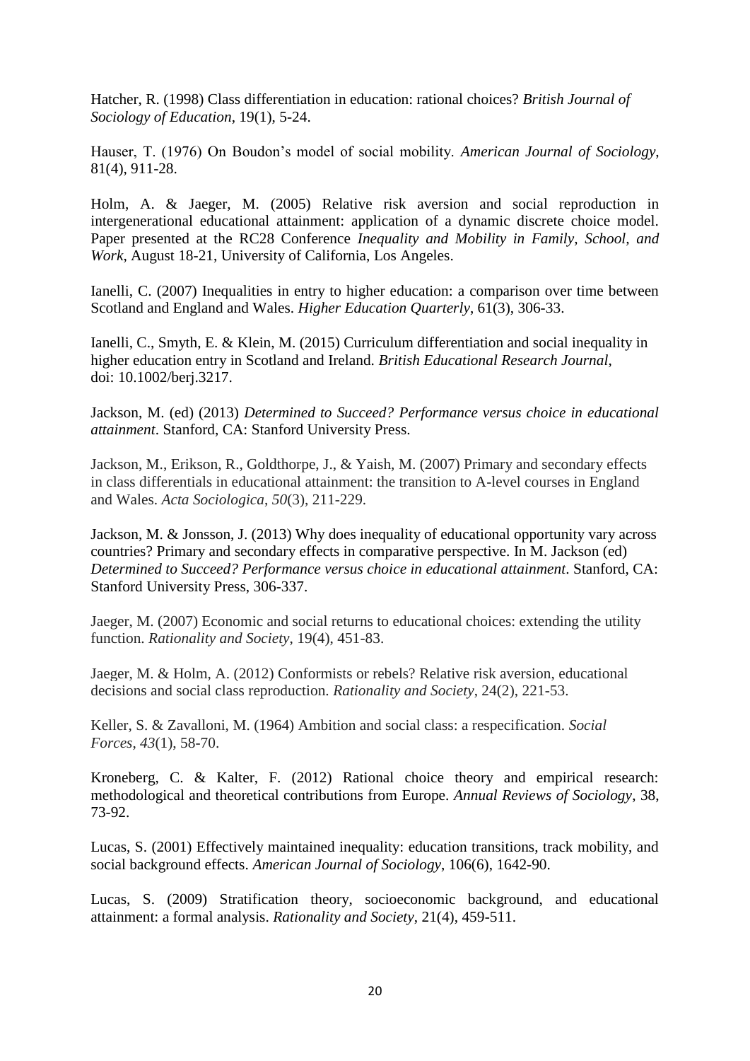Hatcher, R. (1998) Class differentiation in education: rational choices? *British Journal of Sociology of Education*, 19(1), 5-24.

Hauser, T. (1976) On Boudon's model of social mobility. *American Journal of Sociology*, 81(4), 911-28.

Holm, A. & Jaeger, M. (2005) Relative risk aversion and social reproduction in intergenerational educational attainment: application of a dynamic discrete choice model. Paper presented at the RC28 Conference *Inequality and Mobility in Family, School, and Work*, August 18-21, University of California, Los Angeles.

Ianelli, C. (2007) Inequalities in entry to higher education: a comparison over time between Scotland and England and Wales. *Higher Education Quarterly*, 61(3), 306-33.

Ianelli, C., Smyth, E. & Klein, M. (2015) Curriculum differentiation and social inequality in higher education entry in Scotland and Ireland. *British Educational Research Journal*, doi: 10.1002/berj.3217.

Jackson, M. (ed) (2013) *Determined to Succeed? Performance versus choice in educational attainment*. Stanford, CA: Stanford University Press.

Jackson, M., Erikson, R., Goldthorpe, J., & Yaish, M. (2007) Primary and secondary effects in class differentials in educational attainment: the transition to A-level courses in England and Wales. *Acta Sociologica*, *50*(3), 211-229.

Jackson, M. & Jonsson, J. (2013) Why does inequality of educational opportunity vary across countries? Primary and secondary effects in comparative perspective. In M. Jackson (ed) *Determined to Succeed? Performance versus choice in educational attainment*. Stanford, CA: Stanford University Press, 306-337.

Jaeger, M. (2007) Economic and social returns to educational choices: extending the utility function. *Rationality and Society*, 19(4), 451-83.

Jaeger, M. & Holm, A. (2012) Conformists or rebels? Relative risk aversion, educational decisions and social class reproduction. *Rationality and Society*, 24(2), 221-53.

Keller, S. & Zavalloni, M. (1964) Ambition and social class: a respecification. *Social Forces*, *43*(1), 58-70.

Kroneberg, C. & Kalter, F. (2012) Rational choice theory and empirical research: methodological and theoretical contributions from Europe. *Annual Reviews of Sociology*, 38, 73-92.

Lucas, S. (2001) Effectively maintained inequality: education transitions, track mobility, and social background effects. *American Journal of Sociology*, 106(6), 1642-90.

Lucas, S. (2009) Stratification theory, socioeconomic background, and educational attainment: a formal analysis. *Rationality and Society*, 21(4), 459-511.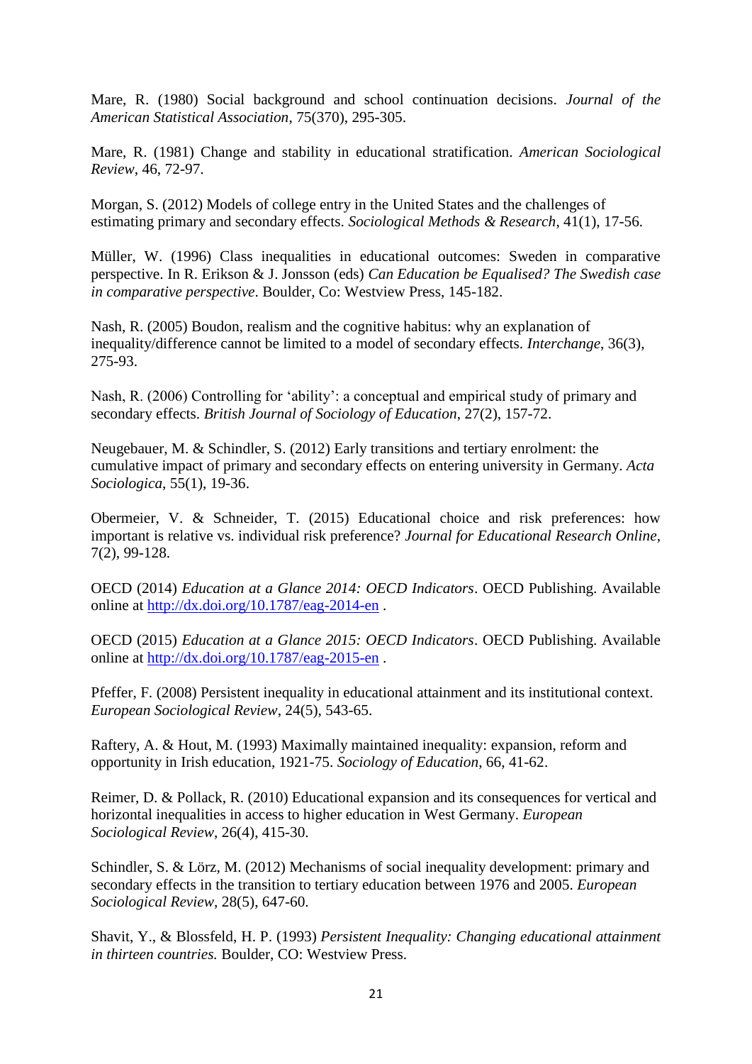Mare, R. (1980) Social background and school continuation decisions. *Journal of the American Statistical Association*, 75(370), 295-305.

Mare, R. (1981) Change and stability in educational stratification. *American Sociological Review*, 46, 72-97.

Morgan, S. (2012) Models of college entry in the United States and the challenges of estimating primary and secondary effects. *Sociological Methods & Research*, 41(1), 17-56.

Müller, W. (1996) Class inequalities in educational outcomes: Sweden in comparative perspective. In R. Erikson & J. Jonsson (eds) *Can Education be Equalised? The Swedish case in comparative perspective*. Boulder, Co: Westview Press, 145-182.

Nash, R. (2005) Boudon, realism and the cognitive habitus: why an explanation of inequality/difference cannot be limited to a model of secondary effects. *Interchange*, 36(3), 275-93.

Nash, R. (2006) Controlling for 'ability': a conceptual and empirical study of primary and secondary effects. *British Journal of Sociology of Education*, 27(2), 157-72.

Neugebauer, M. & Schindler, S. (2012) Early transitions and tertiary enrolment: the cumulative impact of primary and secondary effects on entering university in Germany. *Acta Sociologica*, 55(1), 19-36.

Obermeier, V. & Schneider, T. (2015) Educational choice and risk preferences: how important is relative vs. individual risk preference? *Journal for Educational Research Online*, 7(2), 99-128.

OECD (2014) *Education at a Glance 2014: OECD Indicators*. OECD Publishing. Available online at http://dx.doi.org/10.1787/eag-2014-en .

OECD (2015) *Education at a Glance 2015: OECD Indicators*. OECD Publishing. Available online at http://dx.doi.org/10.1787/eag-2015-en .

Pfeffer, F. (2008) Persistent inequality in educational attainment and its institutional context. *European Sociological Review*, 24(5), 543-65.

Raftery, A. & Hout, M. (1993) Maximally maintained inequality: expansion, reform and opportunity in Irish education, 1921-75. *Sociology of Education*, 66, 41-62.

Reimer, D. & Pollack, R. (2010) Educational expansion and its consequences for vertical and horizontal inequalities in access to higher education in West Germany. *European Sociological Review*, 26(4), 415-30.

Schindler, S. & Lörz, M. (2012) Mechanisms of social inequality development: primary and secondary effects in the transition to tertiary education between 1976 and 2005. *European Sociological Review*, 28(5), 647-60.

Shavit, Y., & Blossfeld, H. P. (1993) *Persistent Inequality: Changing educational attainment in thirteen countries.* Boulder, CO: Westview Press.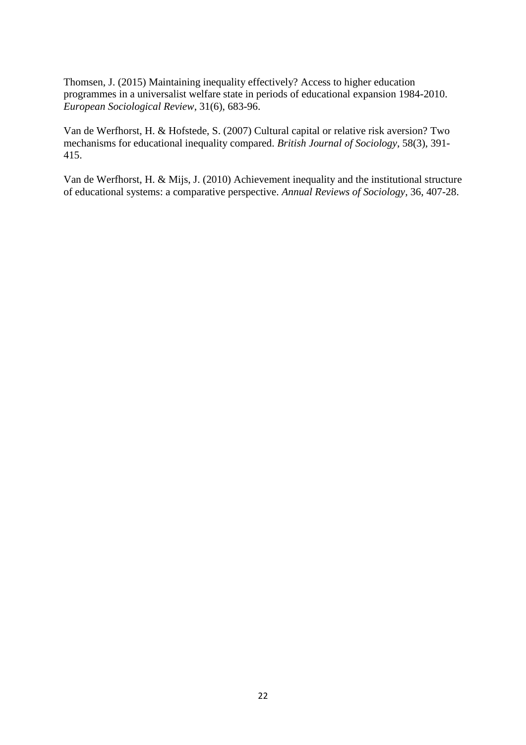Thomsen, J. (2015) Maintaining inequality effectively? Access to higher education programmes in a universalist welfare state in periods of educational expansion 1984-2010. *European Sociological Review*, 31(6), 683-96.

Van de Werfhorst, H. & Hofstede, S. (2007) Cultural capital or relative risk aversion? Two mechanisms for educational inequality compared. *British Journal of Sociology*, 58(3), 391-415.

Van de Werfhorst, H. & Mijs, J. (2010) Achievement inequality and the institutional structure of educational systems: a comparative perspective. *Annual Reviews of Sociology*, 36, 407-28.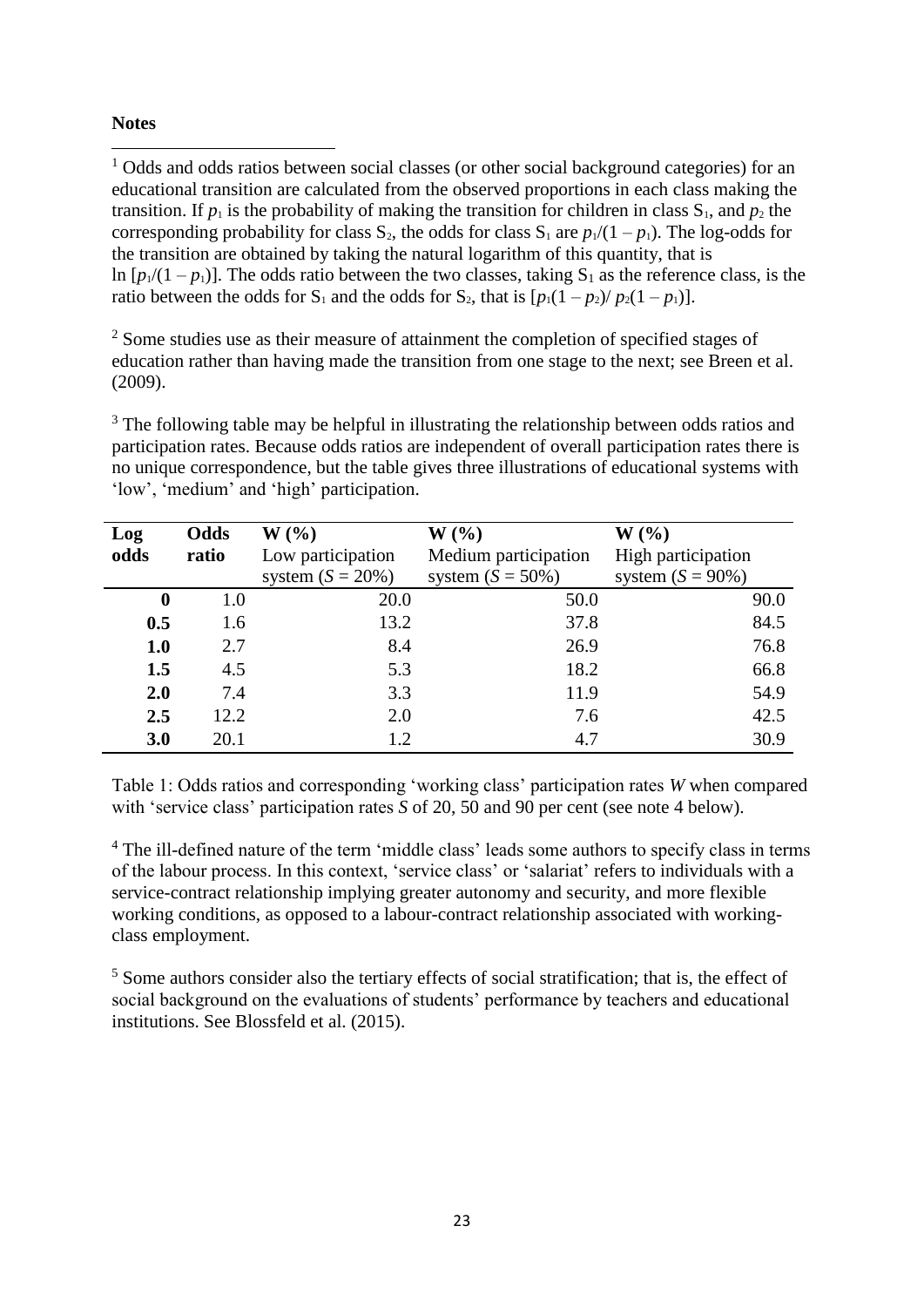**Notes**

[1] Odds and odds ratios between social classes (or other social background categories) for an educational transition are calculated from the observed proportions in each class making the transition. If $p_1$ is the probability of making the transition for children in class $S_1$, and $p_2$ the corresponding probability for class $S_2$, the odds for class $S_1$ are $p_1/(1 - p_1)$. The log-odds for the transition are obtained by taking the natural logarithm of this quantity, that is $\ln [p_1/(1 - p_1)]$. The odds ratio between the two classes, taking $S_1$ as the reference class, is the ratio between the odds for $S_1$ and the odds for $S_2$, that is $[p_1(1 - p_2)/ p_2(1 - p_1)]$.

[2] Some studies use as their measure of attainment the completion of specified stages of education rather than having made the transition from one stage to the next; see Breen et al. (2009).

[3] The following table may be helpful in illustrating the relationship between odds ratios and participation rates. Because odds ratios are independent of overall participation rates there is no unique correspondence, but the table gives three illustrations of educational systems with 'low', 'medium' and 'high' participation.

| **Log odds** | **Odds ratio** | **W (%)** Low participation system ($S$ = 20%) | **W (%)** Medium participation system ($S$ = 50%) | **W (%)** High participation system ($S$ = 90%) |
|---|---|---|---|---|
| **0** | 1.0 | 20.0 | 50.0 | 90.0 |
| **0.5** | 1.6 | 13.2 | 37.8 | 84.5 |
| **1.0** | 2.7 | 8.4 | 26.9 | 76.8 |
| **1.5** | 4.5 | 5.3 | 18.2 | 66.8 |
| **2.0** | 7.4 | 3.3 | 11.9 | 54.9 |
| **2.5** | 12.2 | 2.0 | 7.6 | 42.5 |
| **3.0** | 20.1 | 1.2 | 4.7 | 30.9 |

Table 1: Odds ratios and corresponding 'working class' participation rates $W$ when compared with 'service class' participation rates $S$ of 20, 50 and 90 per cent (see note 4 below).

[4] The ill-defined nature of the term 'middle class' leads some authors to specify class in terms of the labour process. In this context, 'service class' or 'salariat' refers to individuals with a service-contract relationship implying greater autonomy and security, and more flexible working conditions, as opposed to a labour-contract relationship associated with working-class employment.

[5] Some authors consider also the tertiary effects of social stratification; that is, the effect of social background on the evaluations of students' performance by teachers and educational institutions. See Blossfeld et al. (2015).